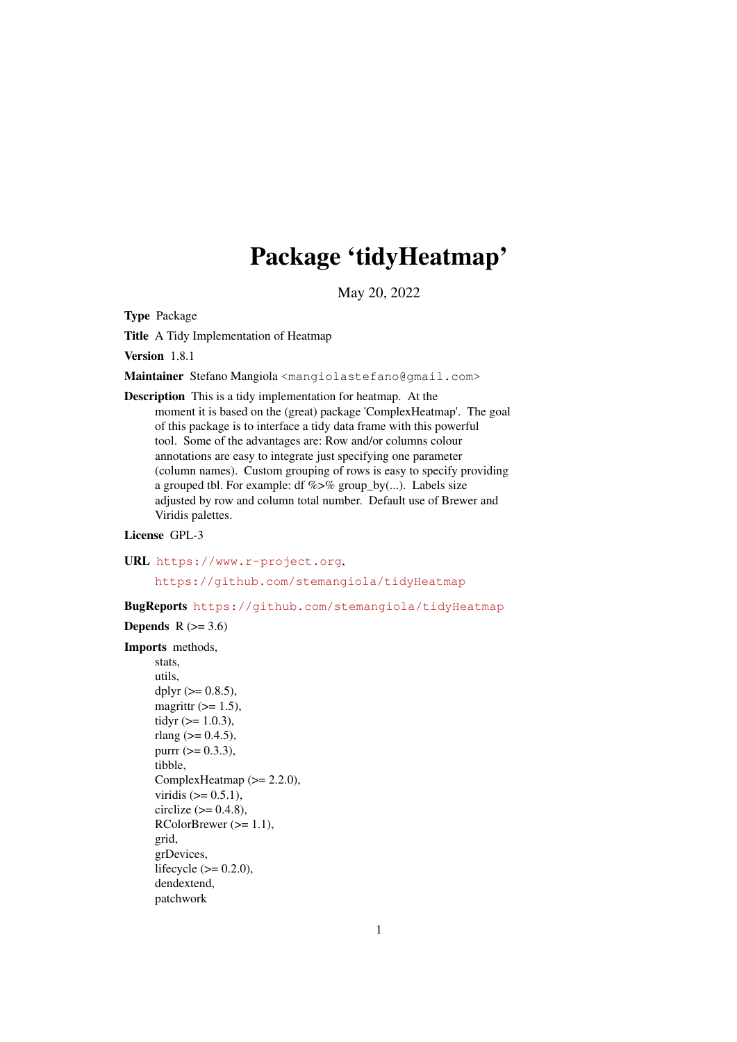# Package 'tidyHeatmap'

May 20, 2022

**Type** Package

**Title** A Tidy Implementation of Heatmap

**Version** 1.8.1

**Maintainer** Stefano Mangiola <mangiolastefano@gmail.com>

**Description** This is a tidy implementation for heatmap. At the moment it is based on the (great) package 'ComplexHeatmap'. The goal of this package is to interface a tidy data frame with this powerful tool. Some of the advantages are: Row and/or columns colour annotations are easy to integrate just specifying one parameter (column names). Custom grouping of rows is easy to specify providing a grouped tbl. For example: df %>% group_by(...). Labels size adjusted by row and column total number. Default use of Brewer and Viridis palettes.

**License** GPL-3

**URL** https://www.r-project.org, https://github.com/stemangiola/tidyHeatmap

**BugReports** https://github.com/stemangiola/tidyHeatmap

**Depends** R (>= 3.6)

**Imports** methods,
stats,
utils,
dplyr (>= 0.8.5),
magrittr (>= 1.5),
tidyr (>= 1.0.3),
rlang (>= 0.4.5),
purrr (>= 0.3.3),
tibble,
ComplexHeatmap (>= 2.2.0),
viridis (>= 0.5.1),
circlize (>= 0.4.8),
RColorBrewer (>= 1.1),
grid,
grDevices,
lifecycle (>= 0.2.0),
dendextend,
patchwork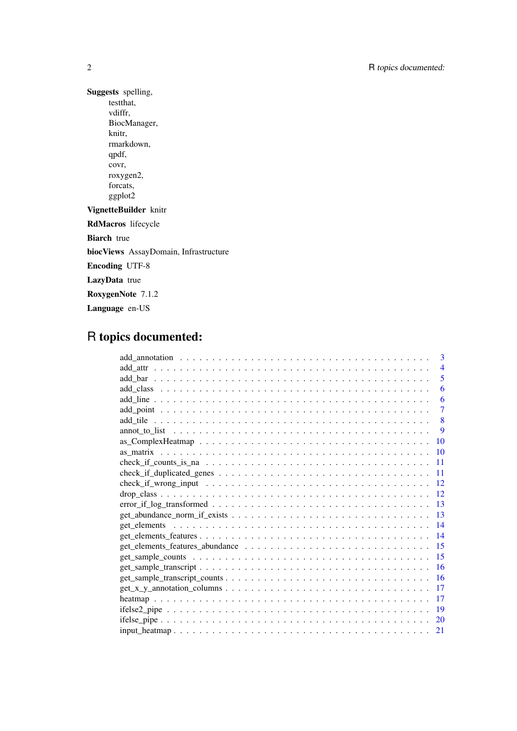**Suggests** spelling,
testthat,
vdiffr,
BiocManager,
knitr,
rmarkdown,
qpdf,
covr,
roxygen2,
forcats,
ggplot2

**VignetteBuilder** knitr

**RdMacros** lifecycle

**Biarch** true

**biocViews** AssayDomain, Infrastructure

**Encoding** UTF-8

**LazyData** true

**RoxygenNote** 7.1.2

**Language** en-US

# R topics documented:

- add_annotation . . . . . . . . . . . . . . . . . . . . . . . . . . . . . . . . . . . . . 3
- add_attr . . . . . . . . . . . . . . . . . . . . . . . . . . . . . . . . . . . . . . . . . 4
- add_bar . . . . . . . . . . . . . . . . . . . . . . . . . . . . . . . . . . . . . . . . . 5
- add_class . . . . . . . . . . . . . . . . . . . . . . . . . . . . . . . . . . . . . . . . 6
- add_line . . . . . . . . . . . . . . . . . . . . . . . . . . . . . . . . . . . . . . . . . 6
- add_point . . . . . . . . . . . . . . . . . . . . . . . . . . . . . . . . . . . . . . . . 7
- add_tile . . . . . . . . . . . . . . . . . . . . . . . . . . . . . . . . . . . . . . . . . 8
- annot_to_list . . . . . . . . . . . . . . . . . . . . . . . . . . . . . . . . . . . . . . 9
- as_ComplexHeatmap . . . . . . . . . . . . . . . . . . . . . . . . . . . . . . . . . . 10
- as_matrix . . . . . . . . . . . . . . . . . . . . . . . . . . . . . . . . . . . . . . . 10
- check_if_counts_is_na . . . . . . . . . . . . . . . . . . . . . . . . . . . . . . . . 11
- check_if_duplicated_genes . . . . . . . . . . . . . . . . . . . . . . . . . . . . . . 11
- check_if_wrong_input . . . . . . . . . . . . . . . . . . . . . . . . . . . . . . . . 12
- drop_class . . . . . . . . . . . . . . . . . . . . . . . . . . . . . . . . . . . . . . . 12
- error_if_log_transformed . . . . . . . . . . . . . . . . . . . . . . . . . . . . . . . 13
- get_abundance_norm_if_exists . . . . . . . . . . . . . . . . . . . . . . . . . . . . 13
- get_elements . . . . . . . . . . . . . . . . . . . . . . . . . . . . . . . . . . . . . . 14
- get_elements_features . . . . . . . . . . . . . . . . . . . . . . . . . . . . . . . . . 14
- get_elements_features_abundance . . . . . . . . . . . . . . . . . . . . . . . . . . 15
- get_sample_counts . . . . . . . . . . . . . . . . . . . . . . . . . . . . . . . . . . 15
- get_sample_transcript . . . . . . . . . . . . . . . . . . . . . . . . . . . . . . . . . 16
- get_sample_transcript_counts . . . . . . . . . . . . . . . . . . . . . . . . . . . . . 16
- get_x_y_annotation_columns . . . . . . . . . . . . . . . . . . . . . . . . . . . . . 17
- heatmap . . . . . . . . . . . . . . . . . . . . . . . . . . . . . . . . . . . . . . . . . 17
- ifelse2_pipe . . . . . . . . . . . . . . . . . . . . . . . . . . . . . . . . . . . . . . 19
- ifelse_pipe . . . . . . . . . . . . . . . . . . . . . . . . . . . . . . . . . . . . . . . 20
- input_heatmap . . . . . . . . . . . . . . . . . . . . . . . . . . . . . . . . . . . . . 21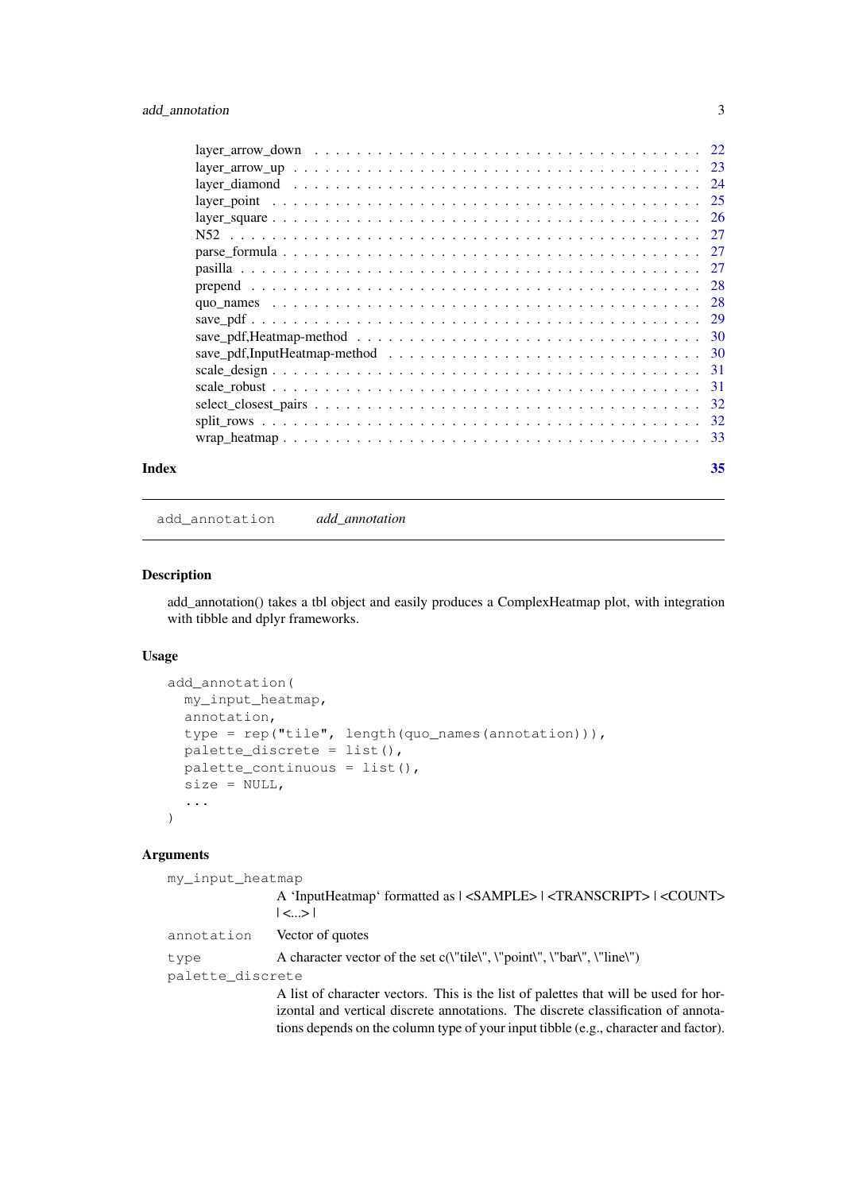layer_arrow_down . . . . . . . . . . . . . . . . . . . . . . . . . . . . . . . . . . 22
layer_arrow_up . . . . . . . . . . . . . . . . . . . . . . . . . . . . . . . . . . 23
layer_diamond . . . . . . . . . . . . . . . . . . . . . . . . . . . . . . . . . . 24
layer_point . . . . . . . . . . . . . . . . . . . . . . . . . . . . . . . . . . 25
layer_square . . . . . . . . . . . . . . . . . . . . . . . . . . . . . . . . . . 26
N52 . . . . . . . . . . . . . . . . . . . . . . . . . . . . . . . . . . 27
parse_formula . . . . . . . . . . . . . . . . . . . . . . . . . . . . . . . . . . 27
pasilla . . . . . . . . . . . . . . . . . . . . . . . . . . . . . . . . . . 27
prepend . . . . . . . . . . . . . . . . . . . . . . . . . . . . . . . . . . 28
quo_names . . . . . . . . . . . . . . . . . . . . . . . . . . . . . . . . . . 28
save_pdf . . . . . . . . . . . . . . . . . . . . . . . . . . . . . . . . . . 29
save_pdf,Heatmap-method . . . . . . . . . . . . . . . . . . . . . . . . . . . . . . . . . . 30
save_pdf,InputHeatmap-method . . . . . . . . . . . . . . . . . . . . . . . . . . . . . . . . . . 30
scale_design . . . . . . . . . . . . . . . . . . . . . . . . . . . . . . . . . . 31
scale_robust . . . . . . . . . . . . . . . . . . . . . . . . . . . . . . . . . . 31
select_closest_pairs . . . . . . . . . . . . . . . . . . . . . . . . . . . . . . . . . . 32
split_rows . . . . . . . . . . . . . . . . . . . . . . . . . . . . . . . . . . 32
wrap_heatmap . . . . . . . . . . . . . . . . . . . . . . . . . . . . . . . . . . 33

**Index** 35

---

`add_annotation` *add_annotation*

---

### Description

add_annotation() takes a tbl object and easily produces a ComplexHeatmap plot, with integration with tibble and dplyr frameworks.

### Usage

```
add_annotation(
  my_input_heatmap,
  annotation,
  type = rep("tile", length(quo_names(annotation))),
  palette_discrete = list(),
  palette_continuous = list(),
  size = NULL,
  ...
)
```

### Arguments

`my_input_heatmap`
: A ‘InputHeatmap‘ formatted as | <SAMPLE> | <TRANSCRIPT> | <COUNT> | <...> |

`annotation`
: Vector of quotes

`type`
: A character vector of the set c(\"tile\", \"point\", \"bar\", \"line\")

`palette_discrete`
: A list of character vectors. This is the list of palettes that will be used for horizontal and vertical discrete annotations. The discrete classification of annotations depends on the column type of your input tibble (e.g., character and factor).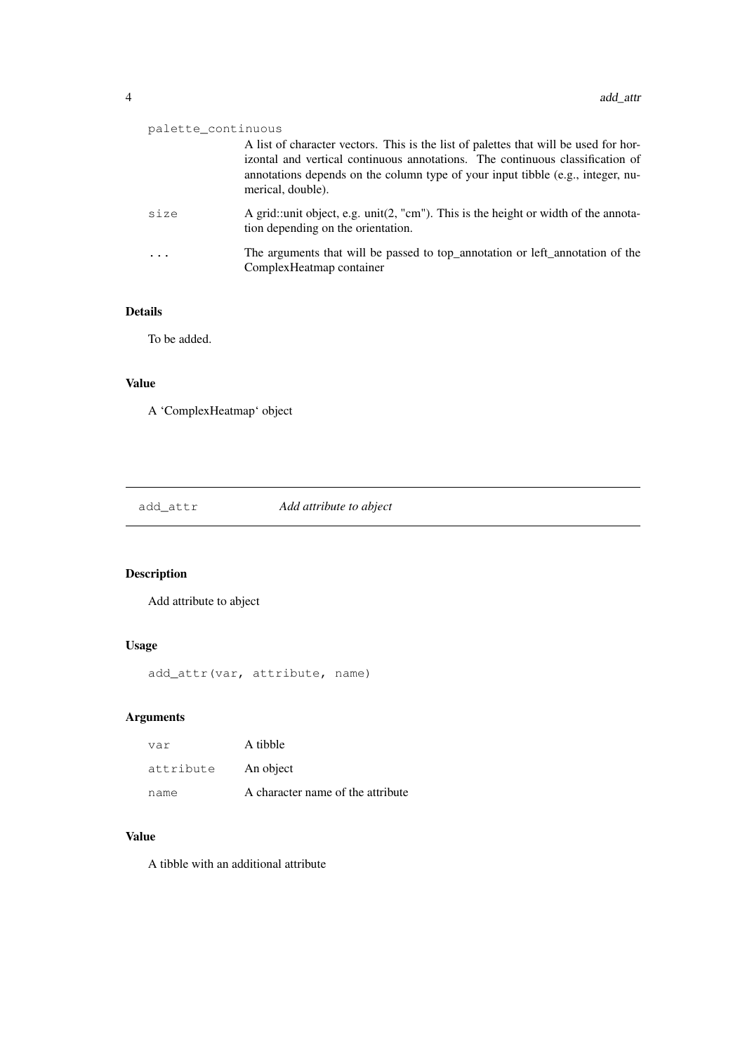| | |
|---|---|
| palette_continuous | A list of character vectors. This is the list of palettes that will be used for horizontal and vertical continuous annotations. The continuous classification of annotations depends on the column type of your input tibble (e.g., integer, numerical, double). |
| size | A grid::unit object, e.g. unit(2, "cm"). This is the height or width of the annotation depending on the orientation. |
| ... | The arguments that will be passed to top_annotation or left_annotation of the ComplexHeatmap container |

### Details

To be added.

### Value

A 'ComplexHeatmap' object

---

## add_attr *Add attribute to abject*

---

### Description

Add attribute to abject

### Usage

```
add_attr(var, attribute, name)
```

### Arguments

| | |
|---|---|
| var | A tibble |
| attribute | An object |
| name | A character name of the attribute |

### Value

A tibble with an additional attribute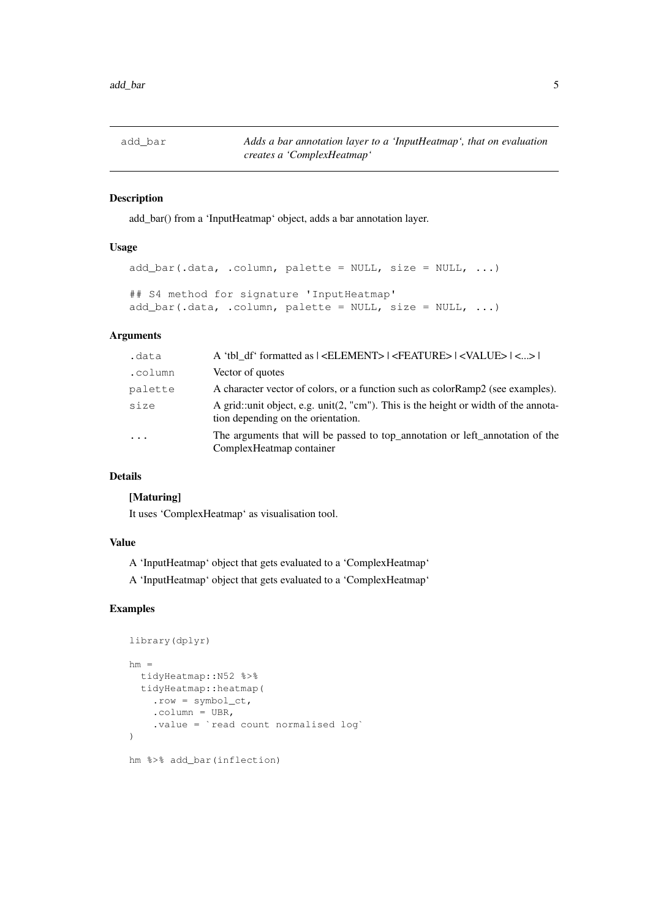add_bar *Adds a bar annotation layer to a 'InputHeatmap', that on evaluation creates a 'ComplexHeatmap'*

### Description

add_bar() from a 'InputHeatmap' object, adds a bar annotation layer.

### Usage

```
add_bar(.data, .column, palette = NULL, size = NULL, ...)

## S4 method for signature 'InputHeatmap'
add_bar(.data, .column, palette = NULL, size = NULL, ...)
```

### Arguments

| | |
|---|---|
| `.data` | A 'tbl_df' formatted as \| <ELEMENT> \| <FEATURE> \| <VALUE> \| <...> \| |
| `.column` | Vector of quotes |
| `palette` | A character vector of colors, or a function such as colorRamp2 (see examples). |
| `size` | A grid::unit object, e.g. unit(2, "cm"). This is the height or width of the annotation depending on the orientation. |
| `...` | The arguments that will be passed to top_annotation or left_annotation of the ComplexHeatmap container |

### Details

**[Maturing]**

It uses 'ComplexHeatmap' as visualisation tool.

### Value

A 'InputHeatmap' object that gets evaluated to a 'ComplexHeatmap'

A 'InputHeatmap' object that gets evaluated to a 'ComplexHeatmap'

### Examples

```
library(dplyr)

hm =
  tidyHeatmap::N52 %>%
  tidyHeatmap::heatmap(
    .row = symbol_ct,
    .column = UBR,
    .value = `read count normalised log`
)

hm %>% add_bar(inflection)
```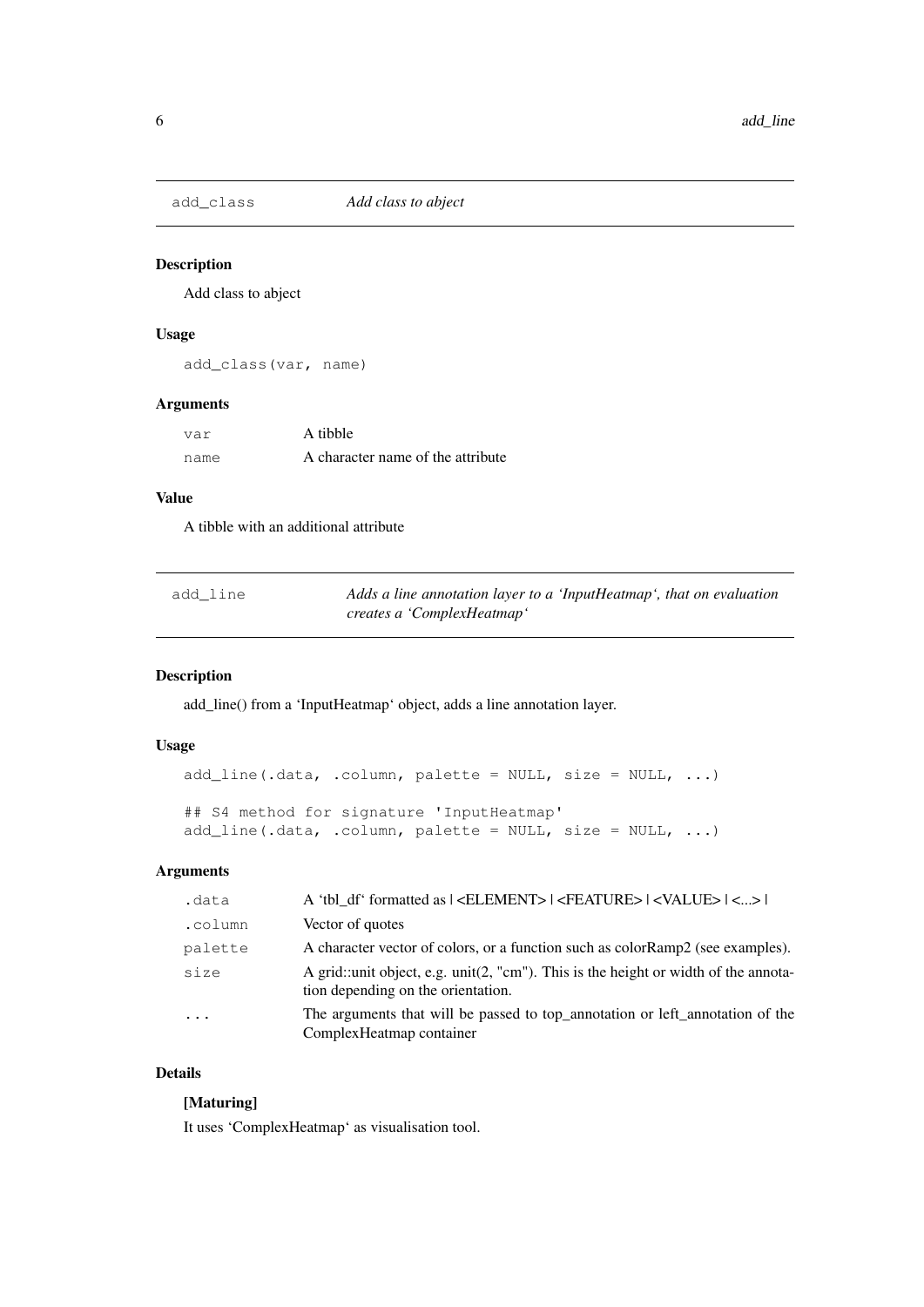## add_class — *Add class to abject*

### Description

Add class to abject

### Usage

```
add_class(var, name)
```

### Arguments

| | |
|---|---|
| var | A tibble |
| name | A character name of the attribute |

### Value

A tibble with an additional attribute

## add_line — *Adds a line annotation layer to a 'InputHeatmap', that on evaluation creates a 'ComplexHeatmap'*

### Description

add_line() from a 'InputHeatmap' object, adds a line annotation layer.

### Usage

```
add_line(.data, .column, palette = NULL, size = NULL, ...)

## S4 method for signature 'InputHeatmap'
add_line(.data, .column, palette = NULL, size = NULL, ...)
```

### Arguments

| | |
|---|---|
| .data | A 'tbl_df' formatted as \| <ELEMENT> \| <FEATURE> \| <VALUE> \| <...> \| |
| .column | Vector of quotes |
| palette | A character vector of colors, or a function such as colorRamp2 (see examples). |
| size | A grid::unit object, e.g. unit(2, "cm"). This is the height or width of the annotation depending on the orientation. |
| ... | The arguments that will be passed to top_annotation or left_annotation of the ComplexHeatmap container |

### Details

**[Maturing]**

It uses 'ComplexHeatmap' as visualisation tool.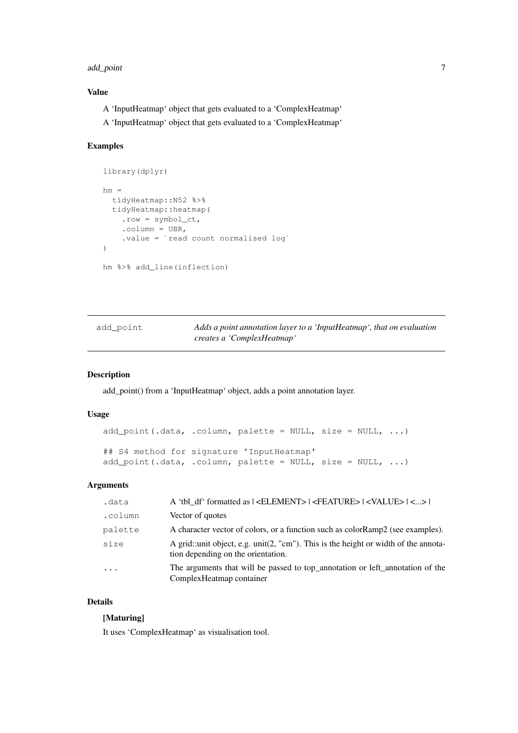### Value

A 'InputHeatmap' object that gets evaluated to a 'ComplexHeatmap'

A 'InputHeatmap' object that gets evaluated to a 'ComplexHeatmap'

### Examples

```
library(dplyr)

hm =
  tidyHeatmap::N52 %>%
  tidyHeatmap::heatmap(
    .row = symbol_ct,
    .column = UBR,
    .value = `read count normalised log`
)

hm %>% add_line(inflection)
```

---

## add_point — *Adds a point annotation layer to a 'InputHeatmap', that on evaluation creates a 'ComplexHeatmap'*

---

### Description

add_point() from a 'InputHeatmap' object, adds a point annotation layer.

### Usage

```
add_point(.data, .column, palette = NULL, size = NULL, ...)

## S4 method for signature 'InputHeatmap'
add_point(.data, .column, palette = NULL, size = NULL, ...)
```

### Arguments

| | |
|---|---|
| .data | A 'tbl_df' formatted as \| <ELEMENT> \| <FEATURE> \| <VALUE> \| <...> \| |
| .column | Vector of quotes |
| palette | A character vector of colors, or a function such as colorRamp2 (see examples). |
| size | A grid::unit object, e.g. unit(2, "cm"). This is the height or width of the annotation depending on the orientation. |
| ... | The arguments that will be passed to top_annotation or left_annotation of the ComplexHeatmap container |

### Details

**[Maturing]**

It uses 'ComplexHeatmap' as visualisation tool.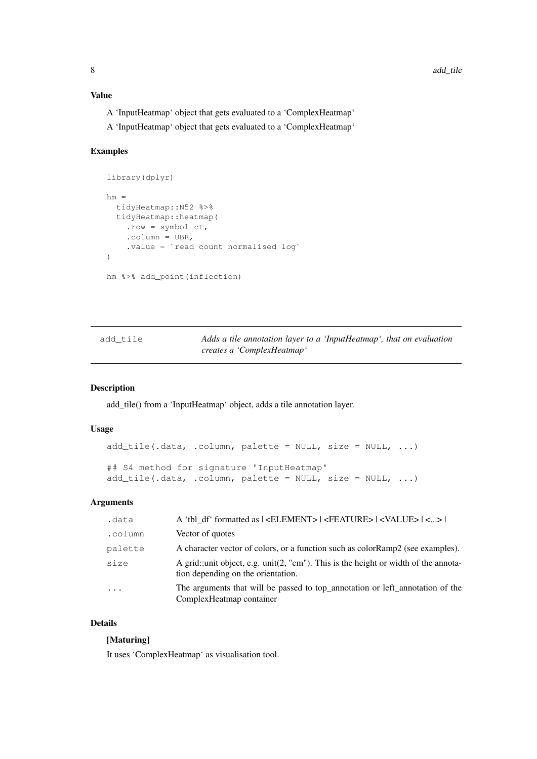### Value

A 'InputHeatmap' object that gets evaluated to a 'ComplexHeatmap'

A 'InputHeatmap' object that gets evaluated to a 'ComplexHeatmap'

### Examples

```
library(dplyr)

hm =
  tidyHeatmap::N52 %>%
  tidyHeatmap::heatmap(
    .row = symbol_ct,
    .column = UBR,
    .value = `read count normalised log`
)

hm %>% add_point(inflection)
```

---

## add_tile — *Adds a tile annotation layer to a 'InputHeatmap', that on evaluation creates a 'ComplexHeatmap'*

---

### Description

add_tile() from a 'InputHeatmap' object, adds a tile annotation layer.

### Usage

```
add_tile(.data, .column, palette = NULL, size = NULL, ...)

## S4 method for signature 'InputHeatmap'
add_tile(.data, .column, palette = NULL, size = NULL, ...)
```

### Arguments

| | |
|---|---|
| .data | A 'tbl_df' formatted as \| <ELEMENT> \| <FEATURE> \| <VALUE> \| <...> \| |
| .column | Vector of quotes |
| palette | A character vector of colors, or a function such as colorRamp2 (see examples). |
| size | A grid::unit object, e.g. unit(2, "cm"). This is the height or width of the annotation depending on the orientation. |
| ... | The arguments that will be passed to top_annotation or left_annotation of the ComplexHeatmap container |

### Details

**[Maturing]**

It uses 'ComplexHeatmap' as visualisation tool.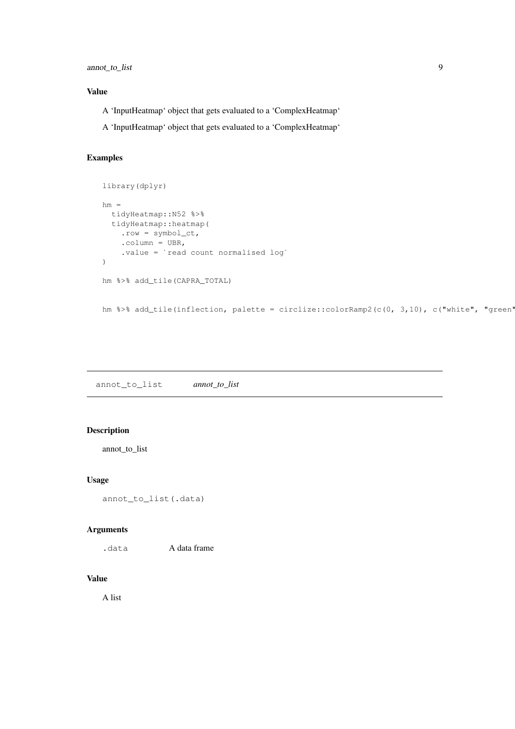### Value

A 'InputHeatmap' object that gets evaluated to a 'ComplexHeatmap'

A 'InputHeatmap' object that gets evaluated to a 'ComplexHeatmap'

### Examples

```
library(dplyr)

hm =
  tidyHeatmap::N52 %>%
  tidyHeatmap::heatmap(
    .row = symbol_ct,
    .column = UBR,
    .value = `read count normalised log`
)

hm %>% add_tile(CAPRA_TOTAL)


hm %>% add_tile(inflection, palette = circlize::colorRamp2(c(0, 3,10), c("white", "green"
```

---

## annot_to_list    *annot_to_list*

### Description

annot_to_list

### Usage

```
annot_to_list(.data)
```

### Arguments

| | |
|---|---|
| .data | A data frame |

### Value

A list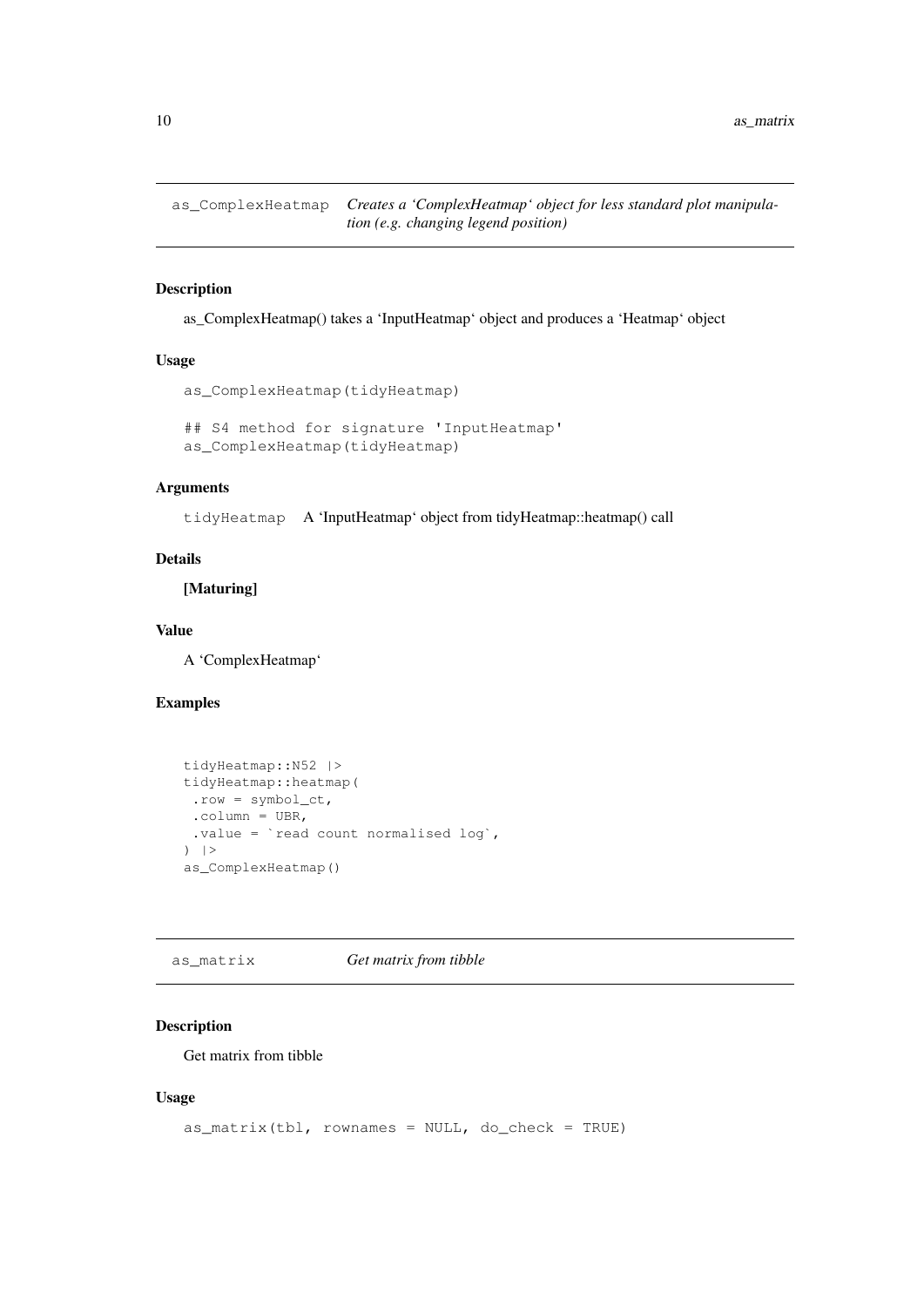## as_ComplexHeatmap *Creates a 'ComplexHeatmap' object for less standard plot manipulation (e.g. changing legend position)*

### Description

as_ComplexHeatmap() takes a 'InputHeatmap' object and produces a 'Heatmap' object

### Usage

```
as_ComplexHeatmap(tidyHeatmap)

## S4 method for signature 'InputHeatmap'
as_ComplexHeatmap(tidyHeatmap)
```

### Arguments

`tidyHeatmap` A 'InputHeatmap' object from tidyHeatmap::heatmap() call

### Details

**[Maturing]**

### Value

A 'ComplexHeatmap'

### Examples

```
tidyHeatmap::N52 |>
tidyHeatmap::heatmap(
 .row = symbol_ct,
 .column = UBR,
 .value = `read count normalised log`,
) |>
as_ComplexHeatmap()
```

## as_matrix *Get matrix from tibble*

### Description

Get matrix from tibble

### Usage

```
as_matrix(tbl, rownames = NULL, do_check = TRUE)
```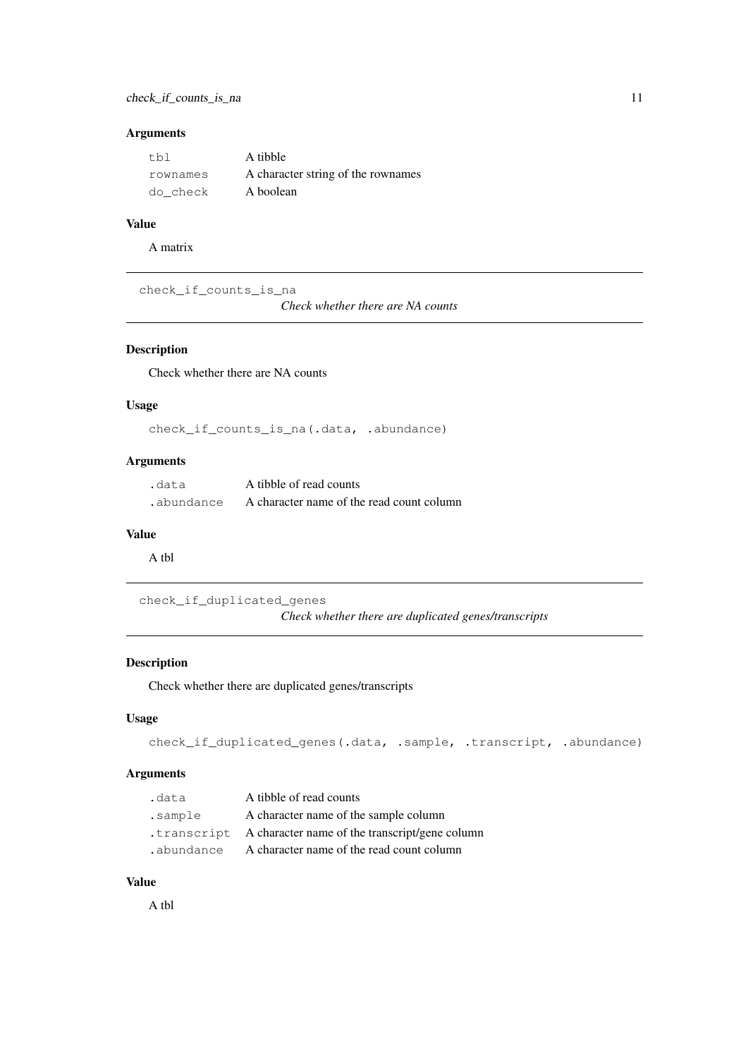### Arguments

| | |
|---|---|
| `tbl` | A tibble |
| `rownames` | A character string of the rownames |
| `do_check` | A boolean |

### Value

A matrix

---

## check_if_counts_is_na

*Check whether there are NA counts*

---

### Description

Check whether there are NA counts

### Usage

```
check_if_counts_is_na(.data, .abundance)
```

### Arguments

| | |
|---|---|
| `.data` | A tibble of read counts |
| `.abundance` | A character name of the read count column |

### Value

A tbl

---

## check_if_duplicated_genes

*Check whether there are duplicated genes/transcripts*

---

### Description

Check whether there are duplicated genes/transcripts

### Usage

```
check_if_duplicated_genes(.data, .sample, .transcript, .abundance)
```

### Arguments

| | |
|---|---|
| `.data` | A tibble of read counts |
| `.sample` | A character name of the sample column |
| `.transcript` | A character name of the transcript/gene column |
| `.abundance` | A character name of the read count column |

### Value

A tbl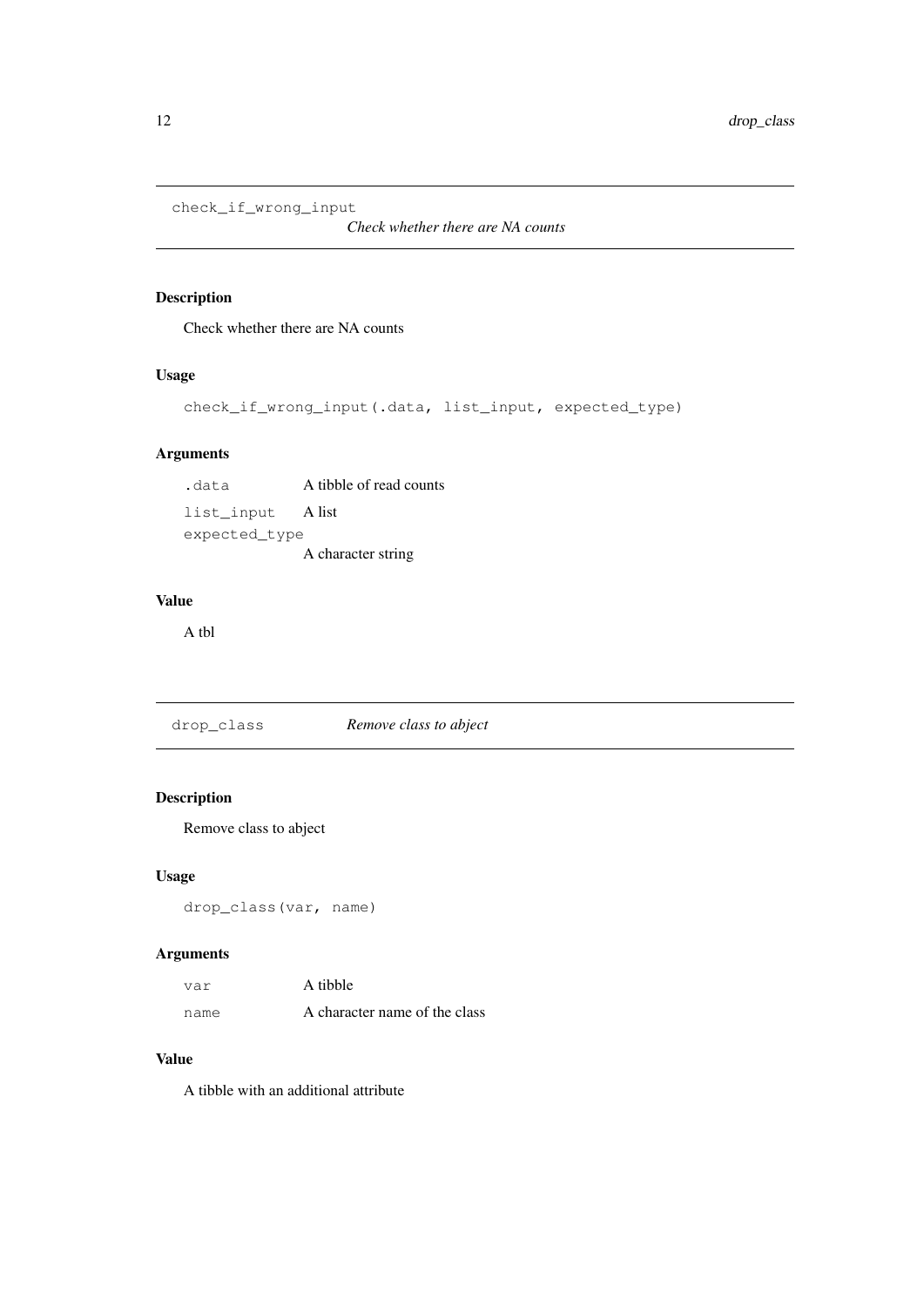## check_if_wrong_input

*Check whether there are NA counts*

### Description

Check whether there are NA counts

### Usage

```
check_if_wrong_input(.data, list_input, expected_type)
```

### Arguments

| | |
|---|---|
| `.data` | A tibble of read counts |
| `list_input` | A list |
| `expected_type` | A character string |

### Value

A tbl

## drop_class

*Remove class to abject*

### Description

Remove class to abject

### Usage

```
drop_class(var, name)
```

### Arguments

| | |
|---|---|
| `var` | A tibble |
| `name` | A character name of the class |

### Value

A tibble with an additional attribute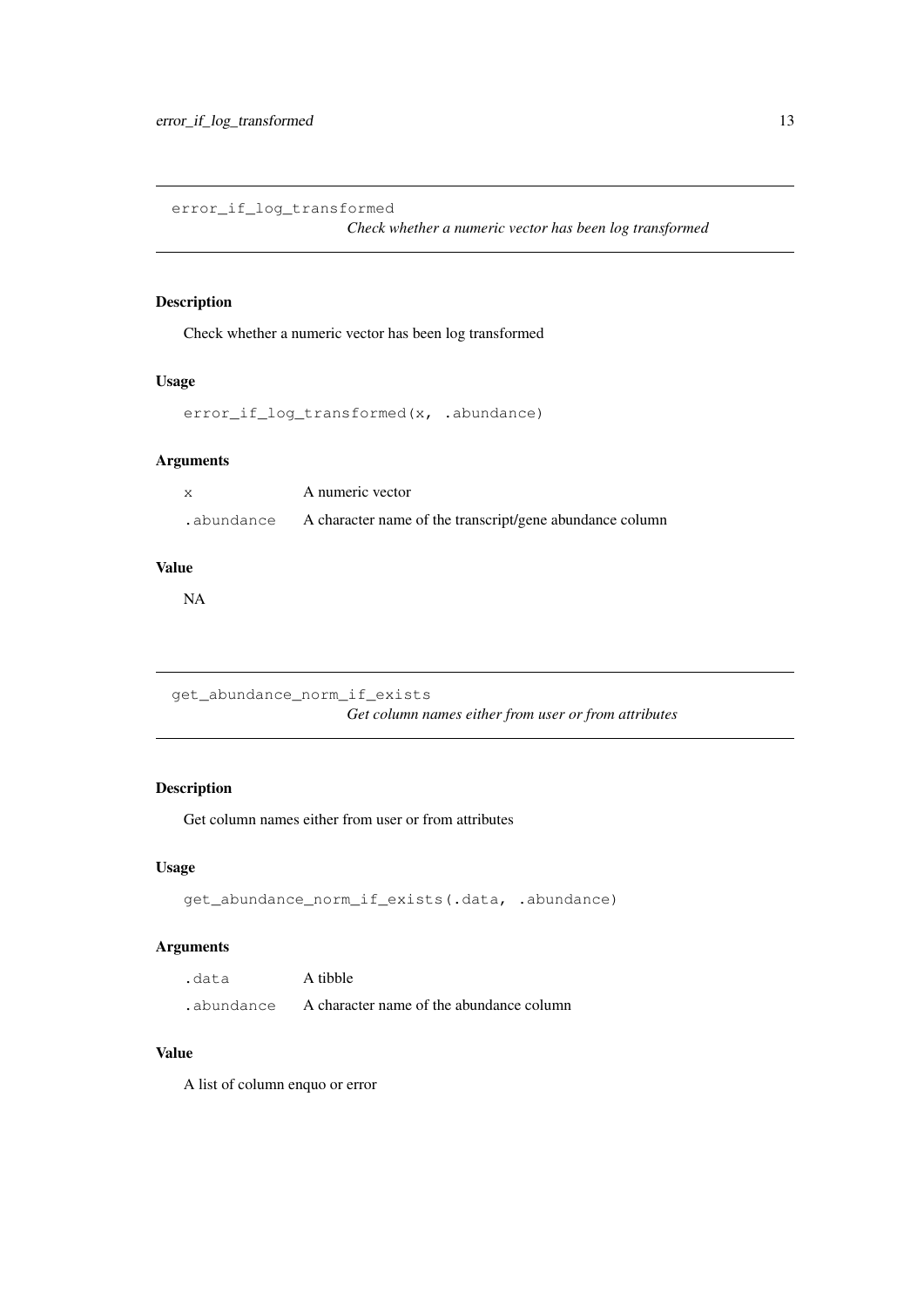## error_if_log_transformed

*Check whether a numeric vector has been log transformed*

### Description

Check whether a numeric vector has been log transformed

### Usage

```
error_if_log_transformed(x, .abundance)
```

### Arguments

| | |
|---|---|
| x | A numeric vector |
| .abundance | A character name of the transcript/gene abundance column |

### Value

NA

## get_abundance_norm_if_exists

*Get column names either from user or from attributes*

### Description

Get column names either from user or from attributes

### Usage

```
get_abundance_norm_if_exists(.data, .abundance)
```

### Arguments

| | |
|---|---|
| .data | A tibble |
| .abundance | A character name of the abundance column |

### Value

A list of column enquo or error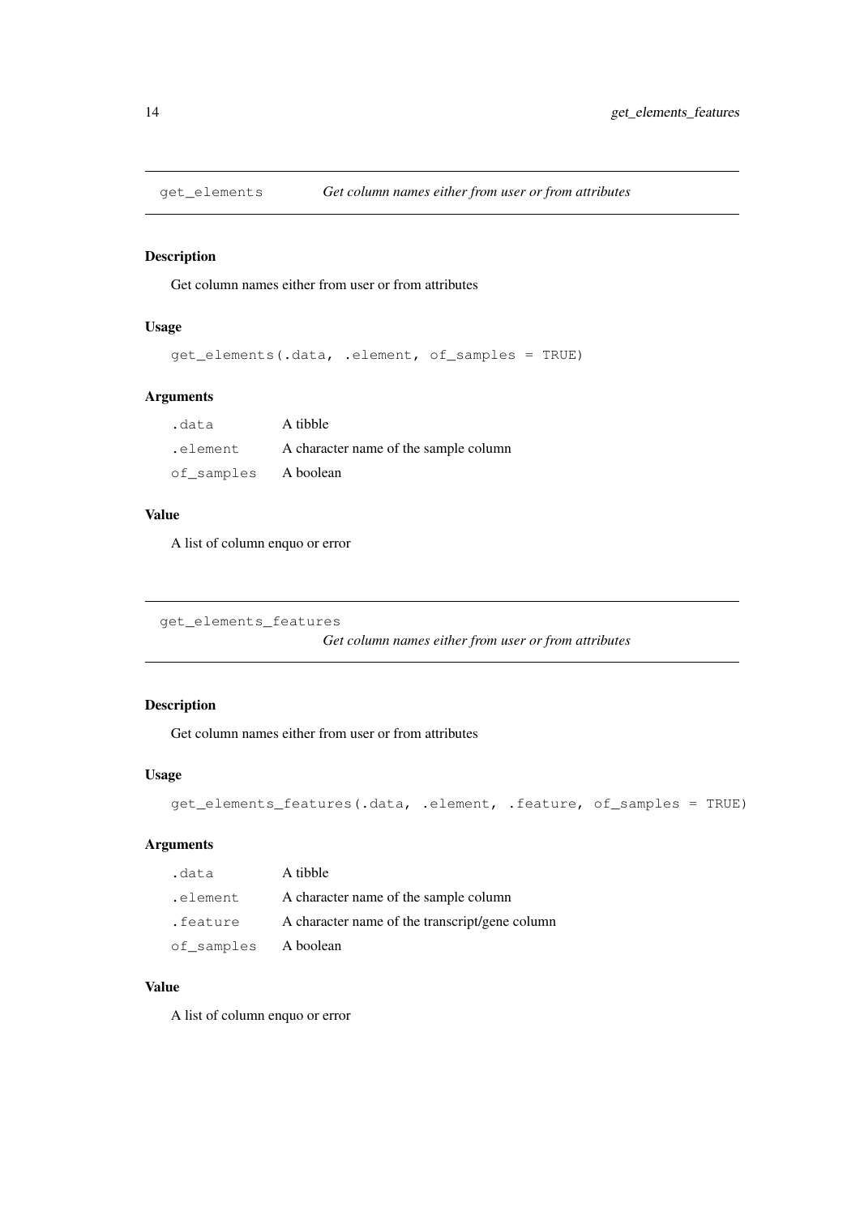## get_elements — *Get column names either from user or from attributes*

### Description

Get column names either from user or from attributes

### Usage

```
get_elements(.data, .element, of_samples = TRUE)
```

### Arguments

| | |
|---|---|
| `.data` | A tibble |
| `.element` | A character name of the sample column |
| `of_samples` | A boolean |

### Value

A list of column enquo or error

## get_elements_features — *Get column names either from user or from attributes*

### Description

Get column names either from user or from attributes

### Usage

```
get_elements_features(.data, .element, .feature, of_samples = TRUE)
```

### Arguments

| | |
|---|---|
| `.data` | A tibble |
| `.element` | A character name of the sample column |
| `.feature` | A character name of the transcript/gene column |
| `of_samples` | A boolean |

### Value

A list of column enquo or error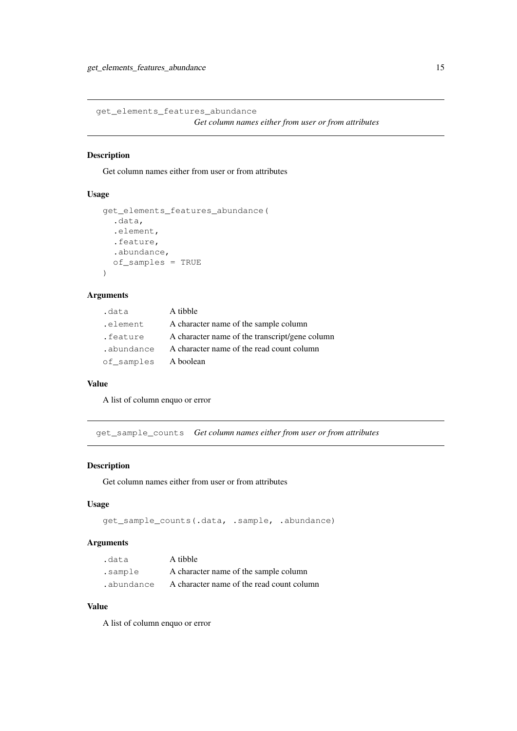## get_elements_features_abundance

*Get column names either from user or from attributes*

### Description

Get column names either from user or from attributes

### Usage

```
get_elements_features_abundance(
  .data,
  .element,
  .feature,
  .abundance,
  of_samples = TRUE
)
```

### Arguments

| | |
|---|---|
| .data | A tibble |
| .element | A character name of the sample column |
| .feature | A character name of the transcript/gene column |
| .abundance | A character name of the read count column |
| of_samples | A boolean |

### Value

A list of column enquo or error

## get_sample_counts

*Get column names either from user or from attributes*

### Description

Get column names either from user or from attributes

### Usage

```
get_sample_counts(.data, .sample, .abundance)
```

### Arguments

| | |
|---|---|
| .data | A tibble |
| .sample | A character name of the sample column |
| .abundance | A character name of the read count column |

### Value

A list of column enquo or error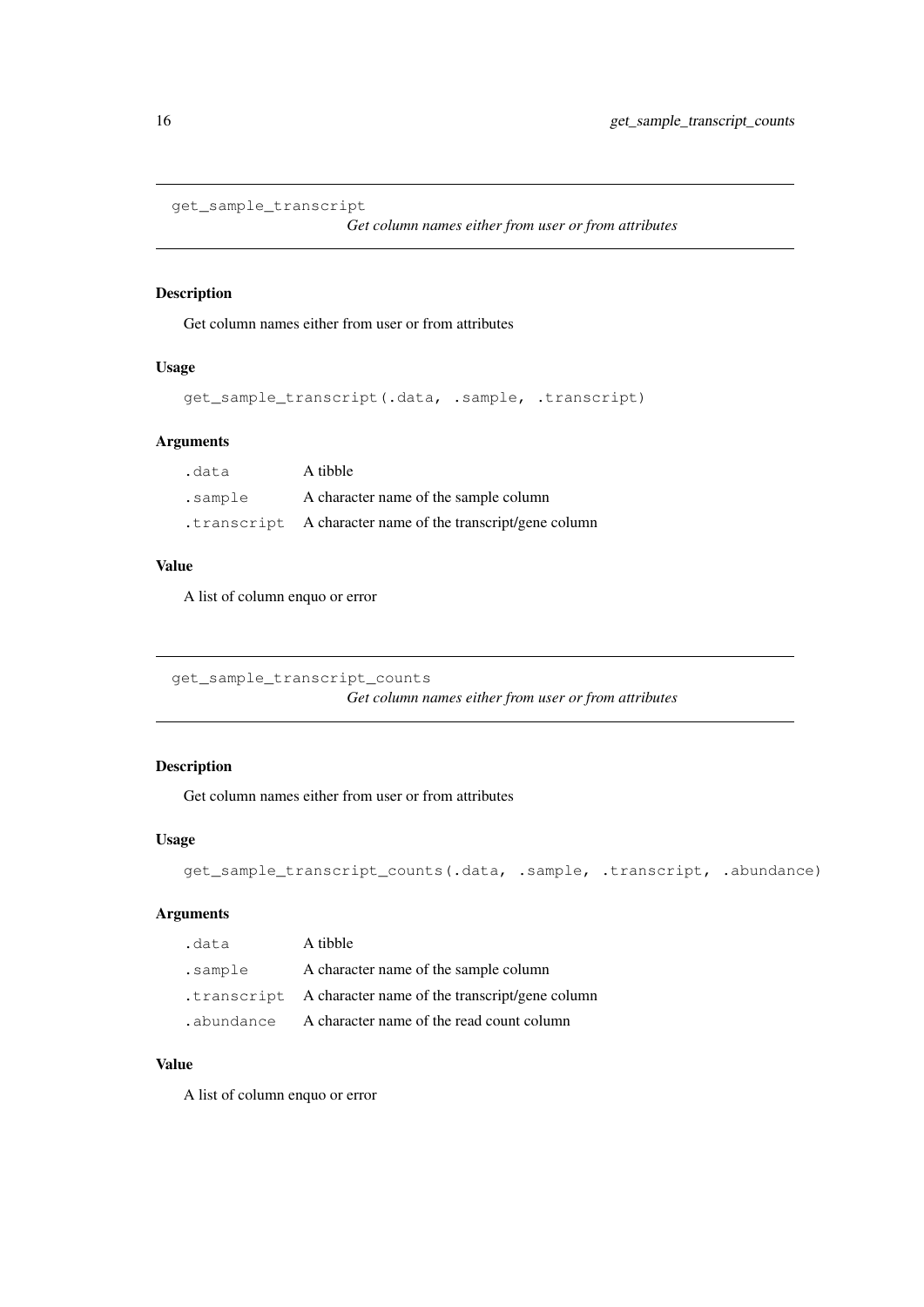## get_sample_transcript

*Get column names either from user or from attributes*

### Description

Get column names either from user or from attributes

### Usage

```
get_sample_transcript(.data, .sample, .transcript)
```

### Arguments

| | |
|---|---|
| `.data` | A tibble |
| `.sample` | A character name of the sample column |
| `.transcript` | A character name of the transcript/gene column |

### Value

A list of column enquo or error

## get_sample_transcript_counts

*Get column names either from user or from attributes*

### Description

Get column names either from user or from attributes

### Usage

```
get_sample_transcript_counts(.data, .sample, .transcript, .abundance)
```

### Arguments

| | |
|---|---|
| `.data` | A tibble |
| `.sample` | A character name of the sample column |
| `.transcript` | A character name of the transcript/gene column |
| `.abundance` | A character name of the read count column |

### Value

A list of column enquo or error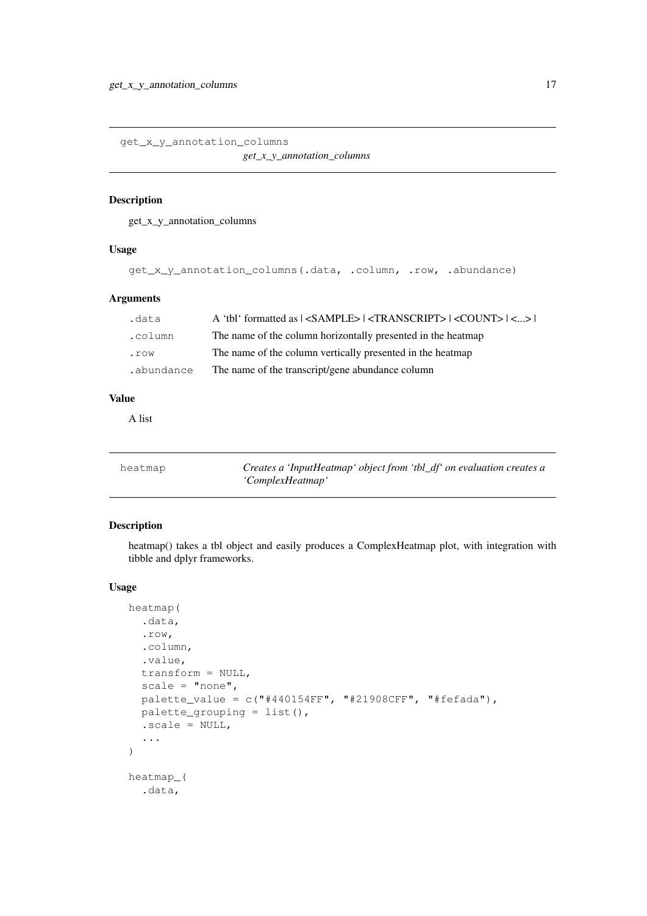## get_x_y_annotation_columns

*get_x_y_annotation_columns*

### Description

get_x_y_annotation_columns

### Usage

```
get_x_y_annotation_columns(.data, .column, .row, .abundance)
```

### Arguments

| | |
|---|---|
| .data | A 'tbl' formatted as \| <SAMPLE> \| <TRANSCRIPT> \| <COUNT> \| <...> \| |
| .column | The name of the column horizontally presented in the heatmap |
| .row | The name of the column vertically presented in the heatmap |
| .abundance | The name of the transcript/gene abundance column |

### Value

A list

## heatmap

*Creates a 'InputHeatmap' object from 'tbl_df' on evaluation creates a 'ComplexHeatmap'*

### Description

heatmap() takes a tbl object and easily produces a ComplexHeatmap plot, with integration with tibble and dplyr frameworks.

### Usage

```
heatmap(
  .data,
  .row,
  .column,
  .value,
  transform = NULL,
  scale = "none",
  palette_value = c("#440154FF", "#21908CFF", "#fefada"),
  palette_grouping = list(),
  .scale = NULL,
  ...
)

heatmap_(
  .data,
```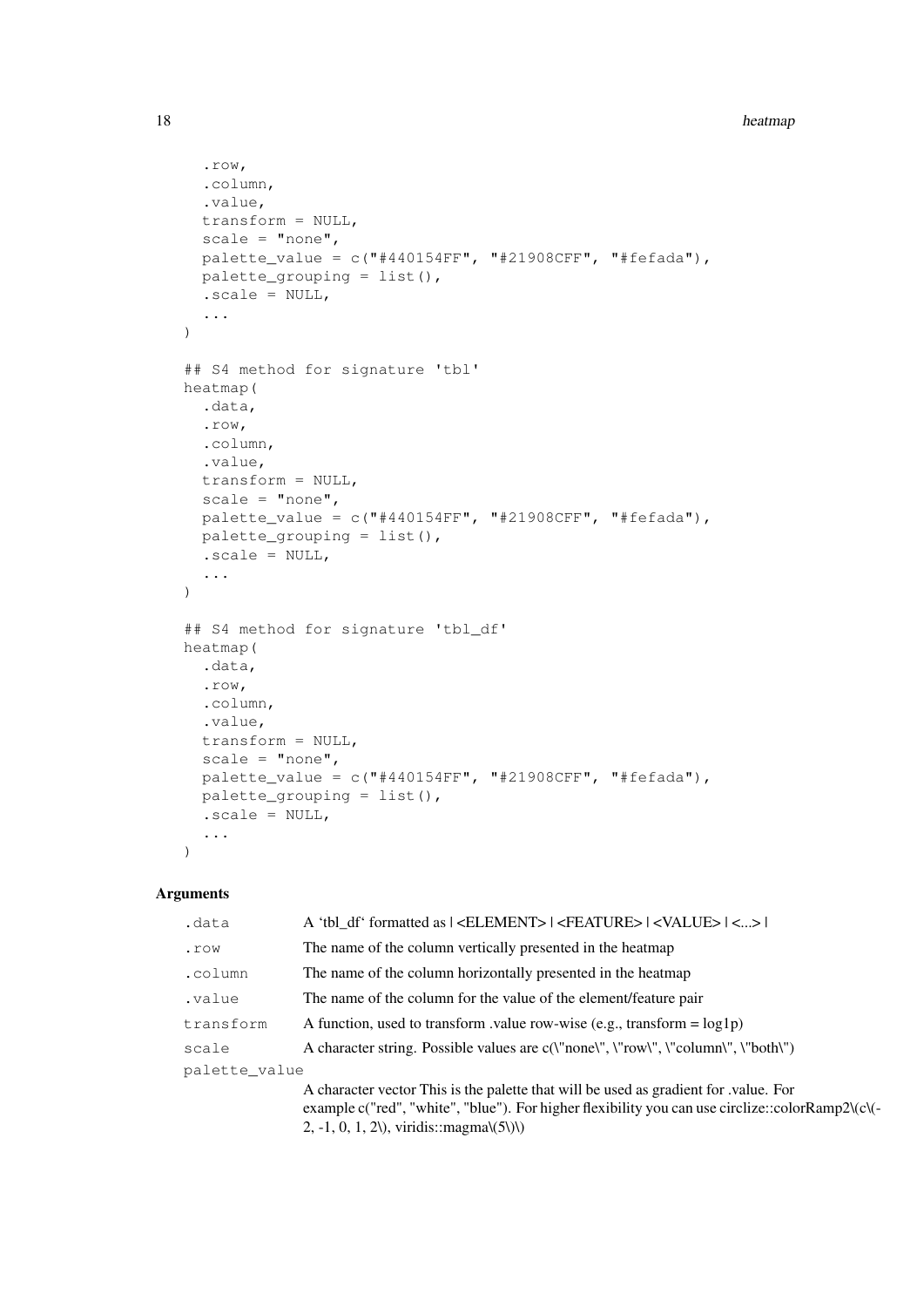```
  .row,
  .column,
  .value,
  transform = NULL,
  scale = "none",
  palette_value = c("#440154FF", "#21908CFF", "#fefada"),
  palette_grouping = list(),
  .scale = NULL,
  ...
)

## S4 method for signature 'tbl'
heatmap(
  .data,
  .row,
  .column,
  .value,
  transform = NULL,
  scale = "none",
  palette_value = c("#440154FF", "#21908CFF", "#fefada"),
  palette_grouping = list(),
  .scale = NULL,
  ...
)

## S4 method for signature 'tbl_df'
heatmap(
  .data,
  .row,
  .column,
  .value,
  transform = NULL,
  scale = "none",
  palette_value = c("#440154FF", "#21908CFF", "#fefada"),
  palette_grouping = list(),
  .scale = NULL,
  ...
)
```

### Arguments

| | |
|---|---|
| `.data` | A 'tbl_df' formatted as \| <ELEMENT> \| <FEATURE> \| <VALUE> \| <...> \| |
| `.row` | The name of the column vertically presented in the heatmap |
| `.column` | The name of the column horizontally presented in the heatmap |
| `.value` | The name of the column for the value of the element/feature pair |
| `transform` | A function, used to transform .value row-wise (e.g., transform = log1p) |
| `scale` | A character string. Possible values are c(\"none\", \"row\", \"column\", \"both\") |
| `palette_value` | A character vector This is the palette that will be used as gradient for .value. For example c("red", "white", "blue"). For higher flexibility you can use circlize::colorRamp2\(c\(-2, -1, 0, 1, 2\), viridis::magma\(5\)\) |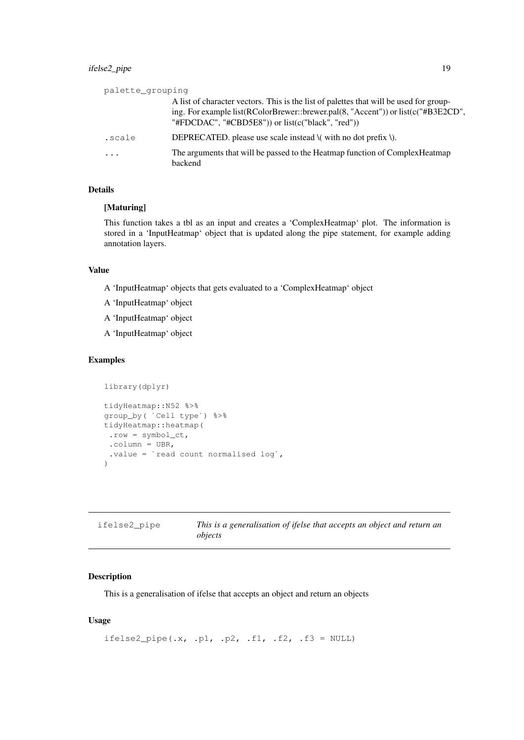palette_grouping
: A list of character vectors. This is the list of palettes that will be used for grouping. For example list(RColorBrewer::brewer.pal(8, "Accent")) or list(c("#B3E2CD", "#FDCDAC", "#CBD5E8")) or list(c("black", "red"))

.scale
: DEPRECATED. please use scale instead \( with no dot prefix \).

...
: The arguments that will be passed to the Heatmap function of ComplexHeatmap backend

### Details

**[Maturing]**

This function takes a tbl as an input and creates a 'ComplexHeatmap' plot. The information is stored in a 'InputHeatmap' object that is updated along the pipe statement, for example adding annotation layers.

### Value

A 'InputHeatmap' objects that gets evaluated to a 'ComplexHeatmap' object

A 'InputHeatmap' object

A 'InputHeatmap' object

A 'InputHeatmap' object

### Examples

```
library(dplyr)

tidyHeatmap::N52 %>%
group_by( `Cell type`) %>%
tidyHeatmap::heatmap(
 .row = symbol_ct,
 .column = UBR,
 .value = `read count normalised log`,
)
```

---

## ifelse2_pipe — *This is a generalisation of ifelse that accepts an object and return an objects*

---

### Description

This is a generalisation of ifelse that accepts an object and return an objects

### Usage

```
ifelse2_pipe(.x, .p1, .p2, .f1, .f2, .f3 = NULL)
```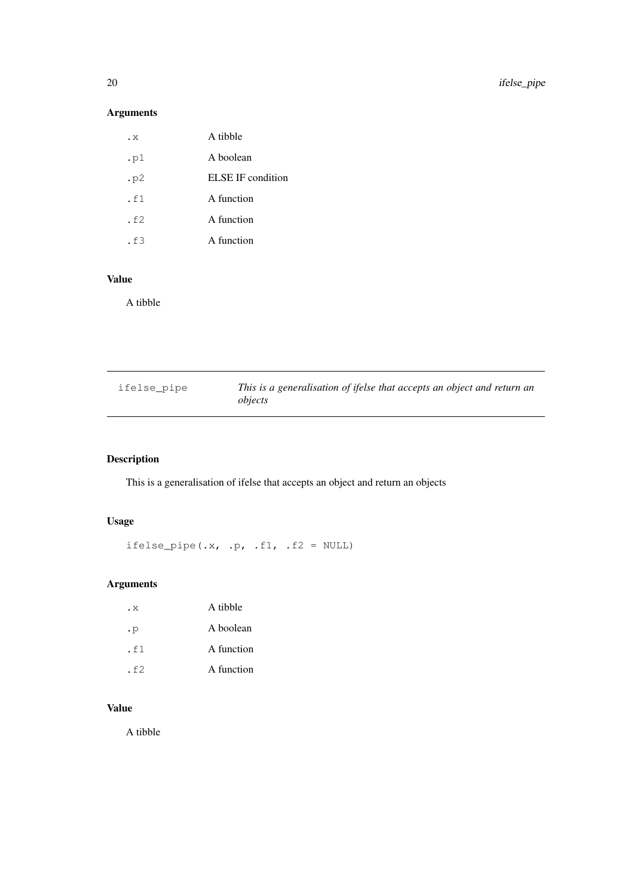## Arguments

| | |
|---|---|
| .x | A tibble |
| .p1 | A boolean |
| .p2 | ELSE IF condition |
| .f1 | A function |
| .f2 | A function |
| .f3 | A function |

## Value

A tibble

---

# ifelse_pipe — *This is a generalisation of ifelse that accepts an object and return an objects*

---

## Description

This is a generalisation of ifelse that accepts an object and return an objects

## Usage

```
ifelse_pipe(.x, .p, .f1, .f2 = NULL)
```

## Arguments

| | |
|---|---|
| .x | A tibble |
| .p | A boolean |
| .f1 | A function |
| .f2 | A function |

## Value

A tibble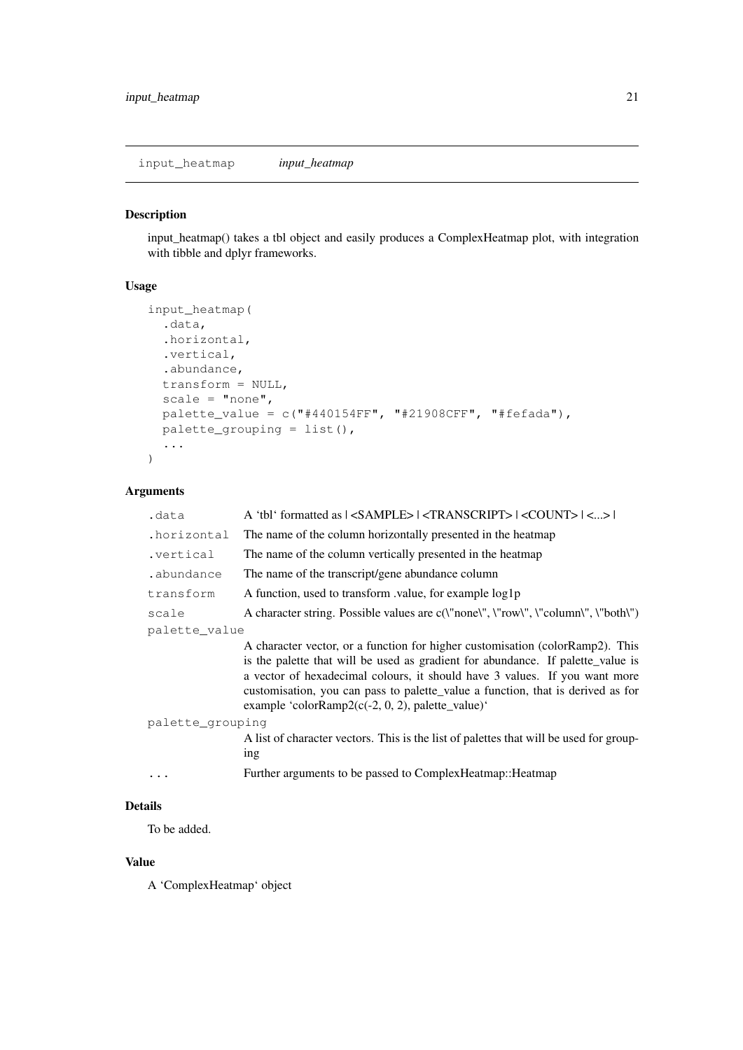`input_heatmap` *input_heatmap*

## Description

input_heatmap() takes a tbl object and easily produces a ComplexHeatmap plot, with integration with tibble and dplyr frameworks.

## Usage

```
input_heatmap(
  .data,
  .horizontal,
  .vertical,
  .abundance,
  transform = NULL,
  scale = "none",
  palette_value = c("#440154FF", "#21908CFF", "#fefada"),
  palette_grouping = list(),
  ...
)
```

## Arguments

| | |
|---|---|
| `.data` | A 'tbl' formatted as \| <SAMPLE> \| <TRANSCRIPT> \| <COUNT> \| <...> \| |
| `.horizontal` | The name of the column horizontally presented in the heatmap |
| `.vertical` | The name of the column vertically presented in the heatmap |
| `.abundance` | The name of the transcript/gene abundance column |
| `transform` | A function, used to transform .value, for example log1p |
| `scale` | A character string. Possible values are c(\"none\", \"row\", \"column\", \"both\") |
| `palette_value` | A character vector, or a function for higher customisation (colorRamp2). This is the palette that will be used as gradient for abundance. If palette_value is a vector of hexadecimal colours, it should have 3 values. If you want more customisation, you can pass to palette_value a function, that is derived as for example 'colorRamp2(c(-2, 0, 2), palette_value)' |
| `palette_grouping` | A list of character vectors. This is the list of palettes that will be used for grouping |
| `...` | Further arguments to be passed to ComplexHeatmap::Heatmap |

## Details

To be added.

## Value

A 'ComplexHeatmap' object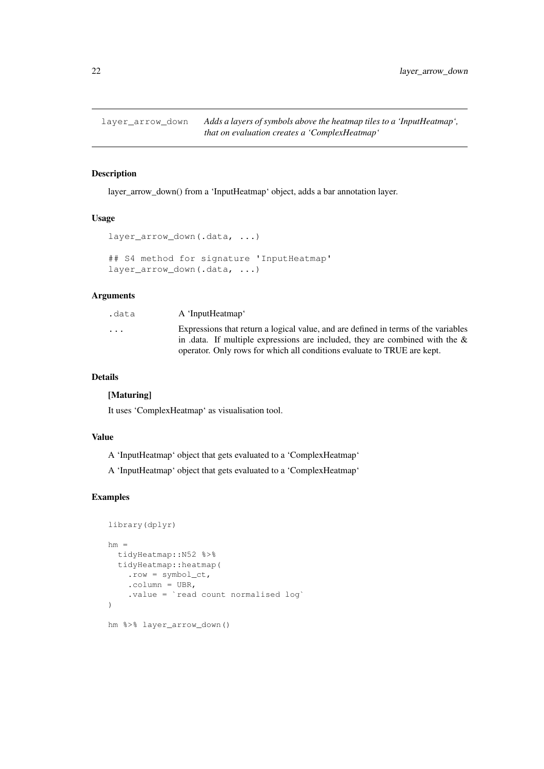`layer_arrow_down` *Adds a layers of symbols above the heatmap tiles to a 'InputHeatmap', that on evaluation creates a 'ComplexHeatmap'*

### Description

layer_arrow_down() from a 'InputHeatmap' object, adds a bar annotation layer.

### Usage

```
layer_arrow_down(.data, ...)

## S4 method for signature 'InputHeatmap'
layer_arrow_down(.data, ...)
```

### Arguments

| | |
|---|---|
| `.data` | A 'InputHeatmap' |
| `...` | Expressions that return a logical value, and are defined in terms of the variables in .data. If multiple expressions are included, they are combined with the & operator. Only rows for which all conditions evaluate to TRUE are kept. |

### Details

**[Maturing]**

It uses 'ComplexHeatmap' as visualisation tool.

### Value

A 'InputHeatmap' object that gets evaluated to a 'ComplexHeatmap'

A 'InputHeatmap' object that gets evaluated to a 'ComplexHeatmap'

### Examples

```
library(dplyr)

hm =
  tidyHeatmap::N52 %>%
  tidyHeatmap::heatmap(
    .row = symbol_ct,
    .column = UBR,
    .value = `read count normalised log`
)

hm %>% layer_arrow_down()
```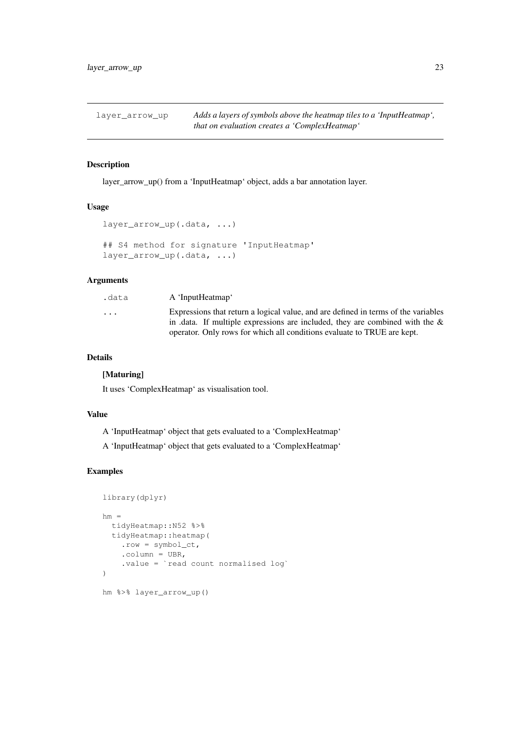layer_arrow_up — *Adds a layers of symbols above the heatmap tiles to a 'InputHeatmap', that on evaluation creates a 'ComplexHeatmap'*

## Description

layer_arrow_up() from a 'InputHeatmap' object, adds a bar annotation layer.

## Usage

```
layer_arrow_up(.data, ...)

## S4 method for signature 'InputHeatmap'
layer_arrow_up(.data, ...)
```

## Arguments

| | |
|---|---|
| .data | A 'InputHeatmap' |
| ... | Expressions that return a logical value, and are defined in terms of the variables in .data. If multiple expressions are included, they are combined with the & operator. Only rows for which all conditions evaluate to TRUE are kept. |

## Details

**[Maturing]**

It uses 'ComplexHeatmap' as visualisation tool.

## Value

A 'InputHeatmap' object that gets evaluated to a 'ComplexHeatmap'

A 'InputHeatmap' object that gets evaluated to a 'ComplexHeatmap'

## Examples

```
library(dplyr)

hm =
  tidyHeatmap::N52 %>%
  tidyHeatmap::heatmap(
    .row = symbol_ct,
    .column = UBR,
    .value = `read count normalised log`
)

hm %>% layer_arrow_up()
```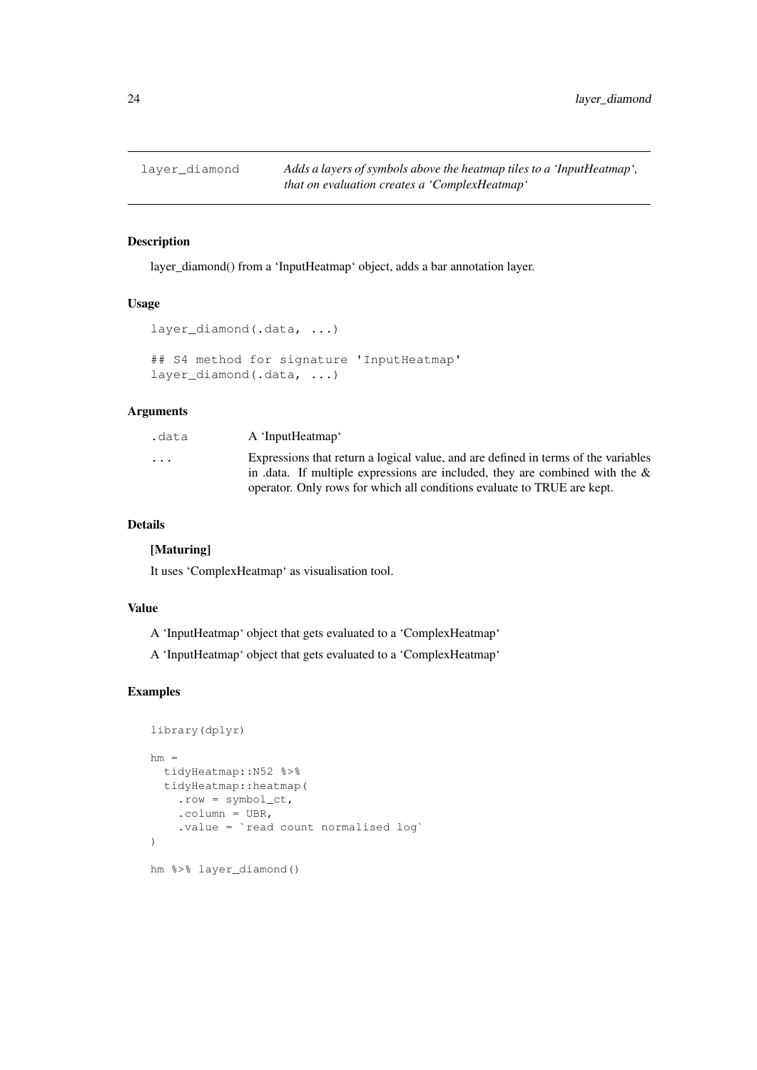# layer_diamond

*Adds a layers of symbols above the heatmap tiles to a 'InputHeatmap', that on evaluation creates a 'ComplexHeatmap'*

## Description

layer_diamond() from a 'InputHeatmap' object, adds a bar annotation layer.

## Usage

```
layer_diamond(.data, ...)

## S4 method for signature 'InputHeatmap'
layer_diamond(.data, ...)
```

## Arguments

| | |
|---|---|
| .data | A 'InputHeatmap' |
| ... | Expressions that return a logical value, and are defined in terms of the variables in .data. If multiple expressions are included, they are combined with the & operator. Only rows for which all conditions evaluate to TRUE are kept. |

## Details

**[Maturing]**

It uses 'ComplexHeatmap' as visualisation tool.

## Value

A 'InputHeatmap' object that gets evaluated to a 'ComplexHeatmap'

A 'InputHeatmap' object that gets evaluated to a 'ComplexHeatmap'

## Examples

```
library(dplyr)

hm =
  tidyHeatmap::N52 %>%
  tidyHeatmap::heatmap(
    .row = symbol_ct,
    .column = UBR,
    .value = `read count normalised log`
)

hm %>% layer_diamond()
```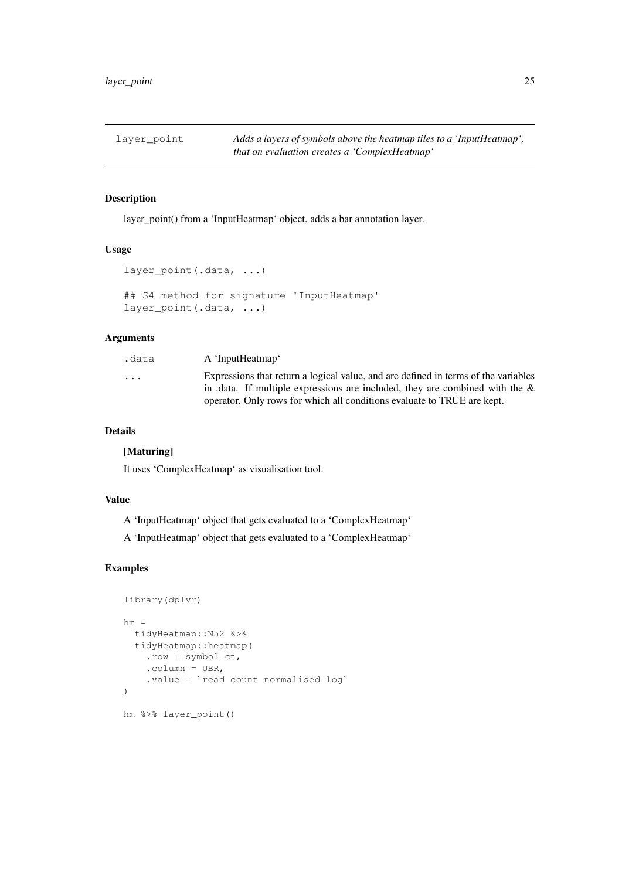layer_point — *Adds a layers of symbols above the heatmap tiles to a 'InputHeatmap', that on evaluation creates a 'ComplexHeatmap'*

## Description

layer_point() from a 'InputHeatmap' object, adds a bar annotation layer.

## Usage

```
layer_point(.data, ...)

## S4 method for signature 'InputHeatmap'
layer_point(.data, ...)
```

## Arguments

| | |
|---|---|
| .data | A 'InputHeatmap' |
| ... | Expressions that return a logical value, and are defined in terms of the variables in .data. If multiple expressions are included, they are combined with the & operator. Only rows for which all conditions evaluate to TRUE are kept. |

## Details

**[Maturing]**

It uses 'ComplexHeatmap' as visualisation tool.

## Value

A 'InputHeatmap' object that gets evaluated to a 'ComplexHeatmap'

A 'InputHeatmap' object that gets evaluated to a 'ComplexHeatmap'

## Examples

```
library(dplyr)

hm =
  tidyHeatmap::N52 %>%
  tidyHeatmap::heatmap(
    .row = symbol_ct,
    .column = UBR,
    .value = `read count normalised log`
)

hm %>% layer_point()
```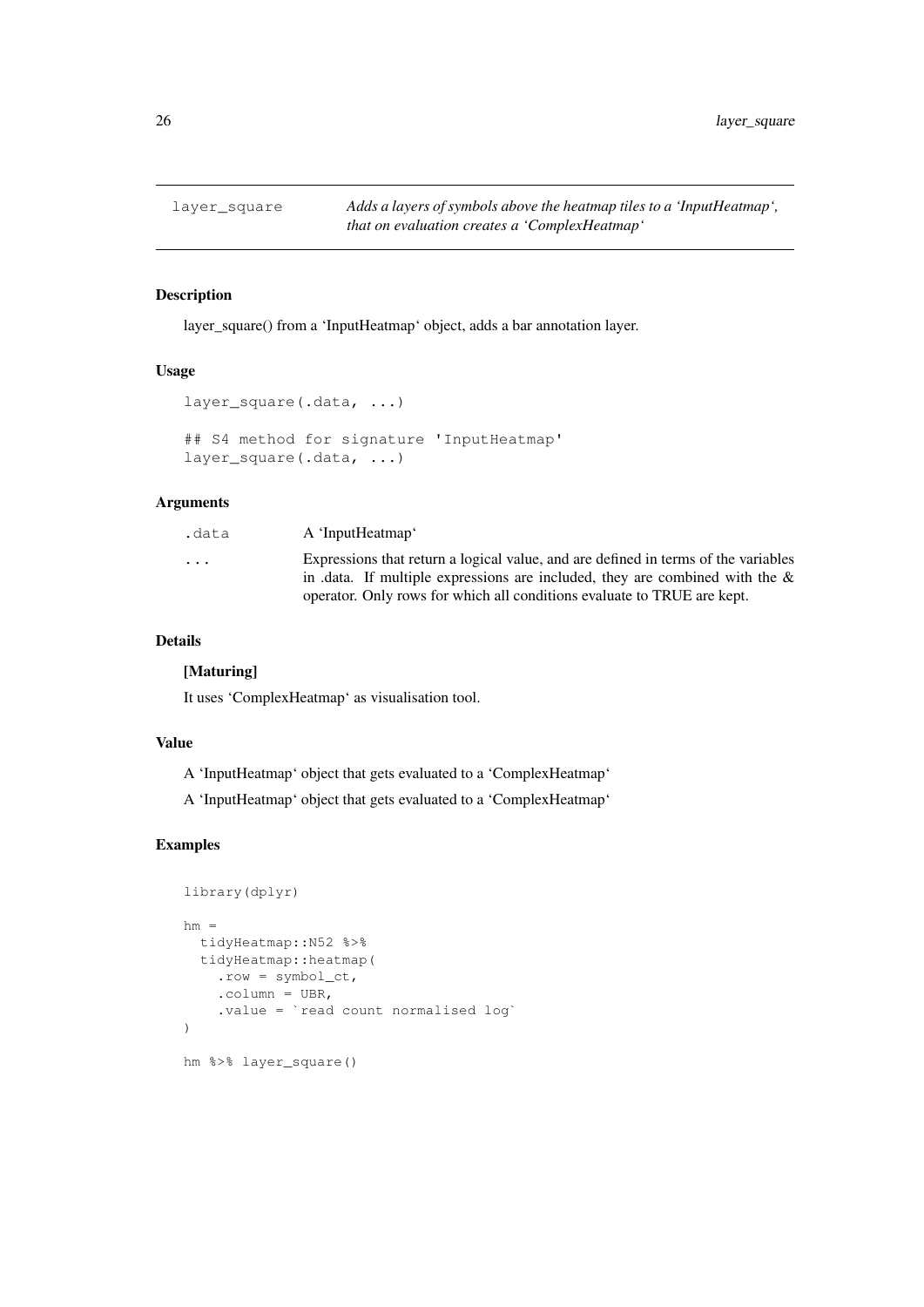# layer_square

*Adds a layers of symbols above the heatmap tiles to a 'InputHeatmap', that on evaluation creates a 'ComplexHeatmap'*

## Description

layer_square() from a 'InputHeatmap' object, adds a bar annotation layer.

## Usage

```
layer_square(.data, ...)

## S4 method for signature 'InputHeatmap'
layer_square(.data, ...)
```

## Arguments

| | |
|---|---|
| `.data` | A 'InputHeatmap' |
| `...` | Expressions that return a logical value, and are defined in terms of the variables in .data. If multiple expressions are included, they are combined with the & operator. Only rows for which all conditions evaluate to TRUE are kept. |

## Details

**[Maturing]**

It uses 'ComplexHeatmap' as visualisation tool.

## Value

A 'InputHeatmap' object that gets evaluated to a 'ComplexHeatmap'

A 'InputHeatmap' object that gets evaluated to a 'ComplexHeatmap'

## Examples

```
library(dplyr)

hm =
  tidyHeatmap::N52 %>%
  tidyHeatmap::heatmap(
    .row = symbol_ct,
    .column = UBR,
    .value = `read count normalised log`
)

hm %>% layer_square()
```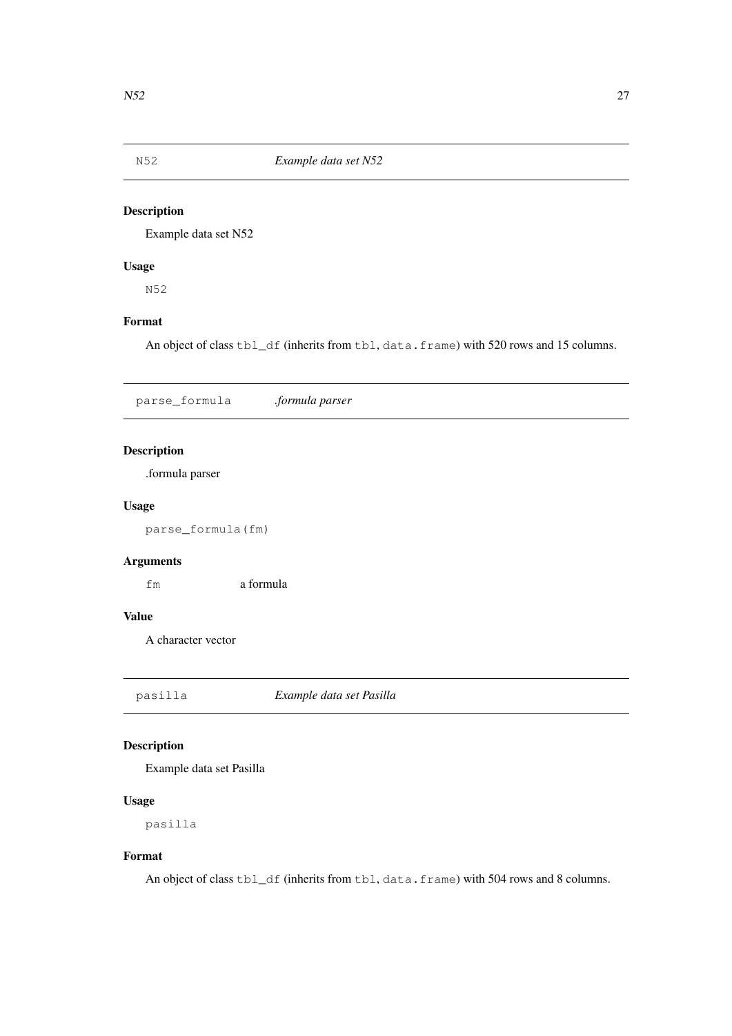## N52 — *Example data set N52*

### Description

Example data set N52

### Usage

```
N52
```

### Format

An object of class `tbl_df` (inherits from `tbl`, `data.frame`) with 520 rows and 15 columns.

## parse_formula — *.formula parser*

### Description

.formula parser

### Usage

```
parse_formula(fm)
```

### Arguments

| | |
|---|---|
| `fm` | a formula |

### Value

A character vector

## pasilla — *Example data set Pasilla*

### Description

Example data set Pasilla

### Usage

```
pasilla
```

### Format

An object of class `tbl_df` (inherits from `tbl`, `data.frame`) with 504 rows and 8 columns.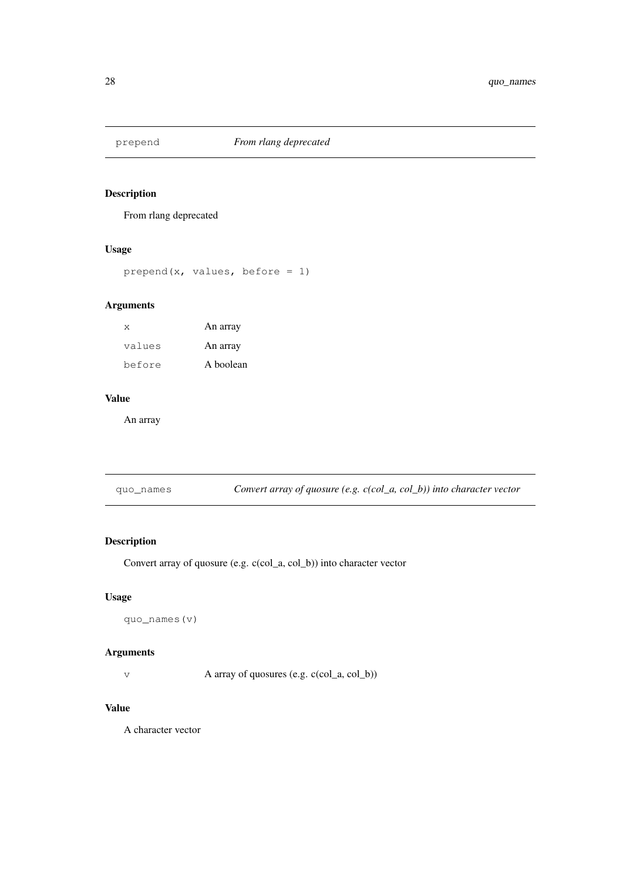## prepend — *From rlang deprecated*

### Description

From rlang deprecated

### Usage

```
prepend(x, values, before = 1)
```

### Arguments

| | |
|---|---|
| `x` | An array |
| `values` | An array |
| `before` | A boolean |

### Value

An array

## quo_names — *Convert array of quosure (e.g. c(col_a, col_b)) into character vector*

### Description

Convert array of quosure (e.g. c(col_a, col_b)) into character vector

### Usage

```
quo_names(v)
```

### Arguments

| | |
|---|---|
| `v` | A array of quosures (e.g. c(col_a, col_b)) |

### Value

A character vector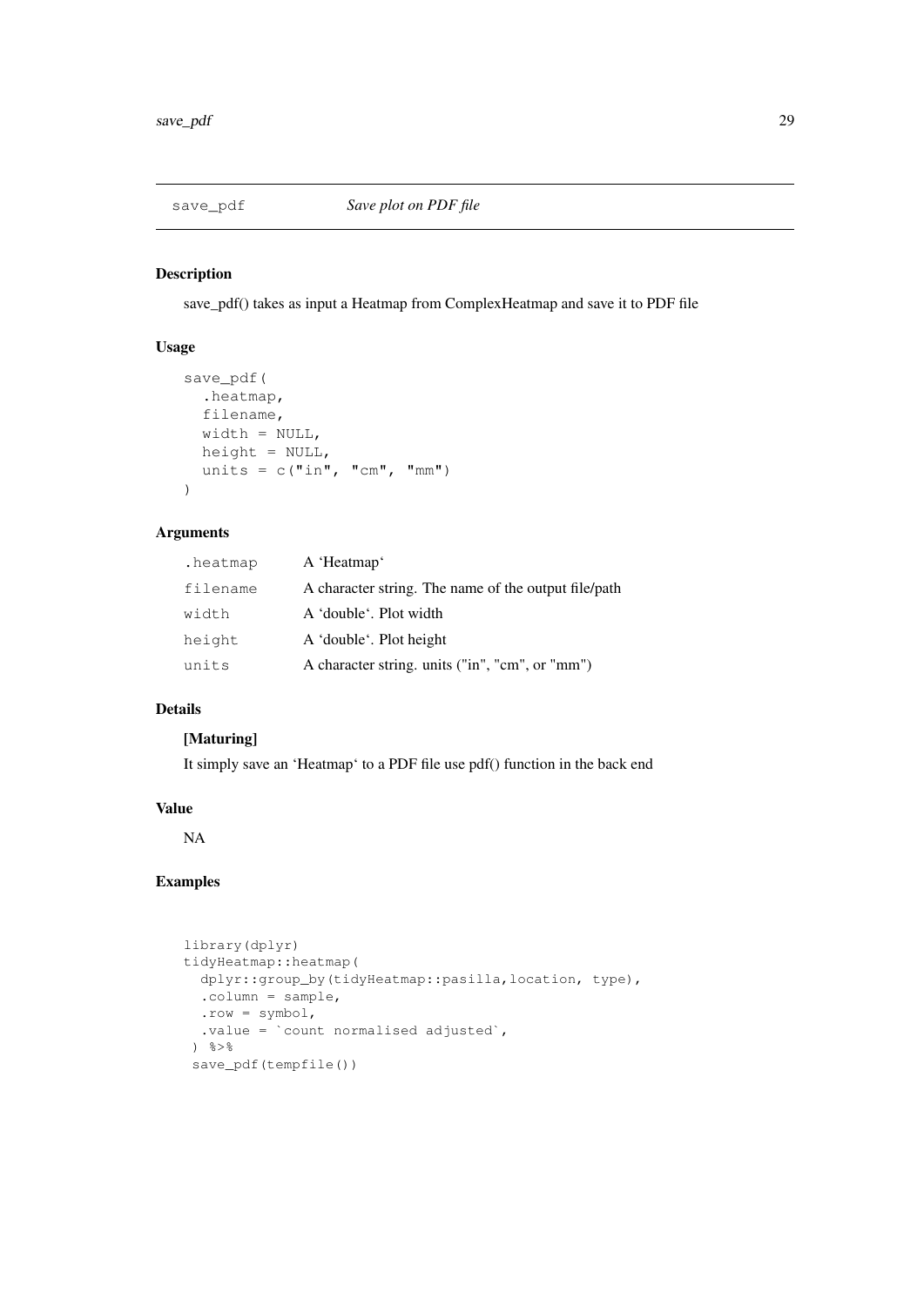## save_pdf — *Save plot on PDF file*

### Description

save_pdf() takes as input a Heatmap from ComplexHeatmap and save it to PDF file

### Usage

```
save_pdf(
  .heatmap,
  filename,
  width = NULL,
  height = NULL,
  units = c("in", "cm", "mm")
)
```

### Arguments

| | |
|---|---|
| .heatmap | A 'Heatmap' |
| filename | A character string. The name of the output file/path |
| width | A 'double'. Plot width |
| height | A 'double'. Plot height |
| units | A character string. units ("in", "cm", or "mm") |

### Details

**[Maturing]**

It simply save an 'Heatmap' to a PDF file use pdf() function in the back end

### Value

NA

### Examples

```
library(dplyr)
tidyHeatmap::heatmap(
  dplyr::group_by(tidyHeatmap::pasilla,location, type),
  .column = sample,
  .row = symbol,
  .value = `count normalised adjusted`,
 ) %>%
 save_pdf(tempfile())
```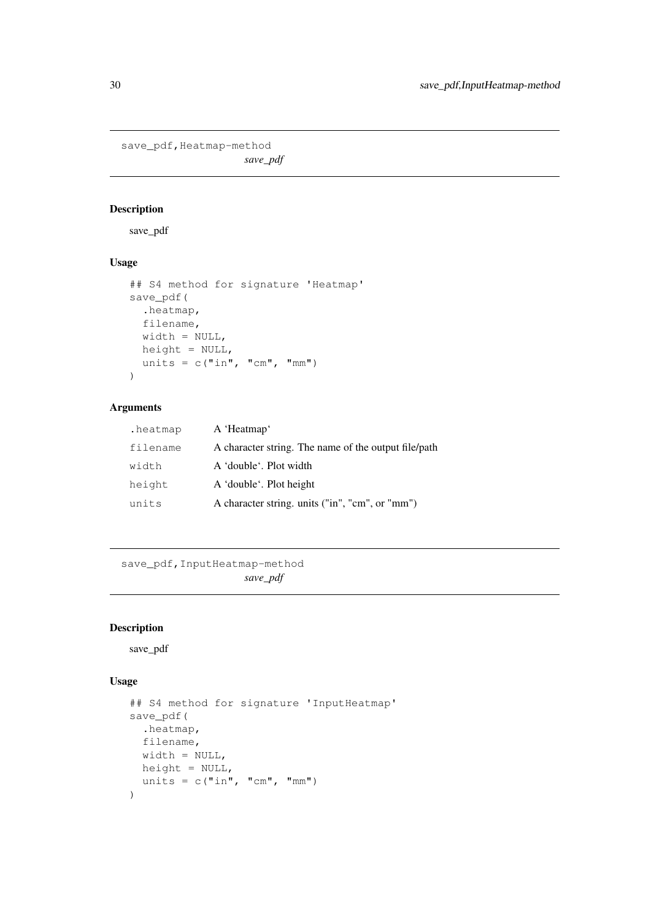```
save_pdf,Heatmap-method
```
*save_pdf*

### Description

save_pdf

### Usage

```
## S4 method for signature 'Heatmap'
save_pdf(
  .heatmap,
  filename,
  width = NULL,
  height = NULL,
  units = c("in", "cm", "mm")
)
```

### Arguments

| | |
|---|---|
| `.heatmap` | A 'Heatmap' |
| `filename` | A character string. The name of the output file/path |
| `width` | A 'double'. Plot width |
| `height` | A 'double'. Plot height |
| `units` | A character string. units ("in", "cm", or "mm") |

```
save_pdf,InputHeatmap-method
```
*save_pdf*

### Description

save_pdf

### Usage

```
## S4 method for signature 'InputHeatmap'
save_pdf(
  .heatmap,
  filename,
  width = NULL,
  height = NULL,
  units = c("in", "cm", "mm")
)
```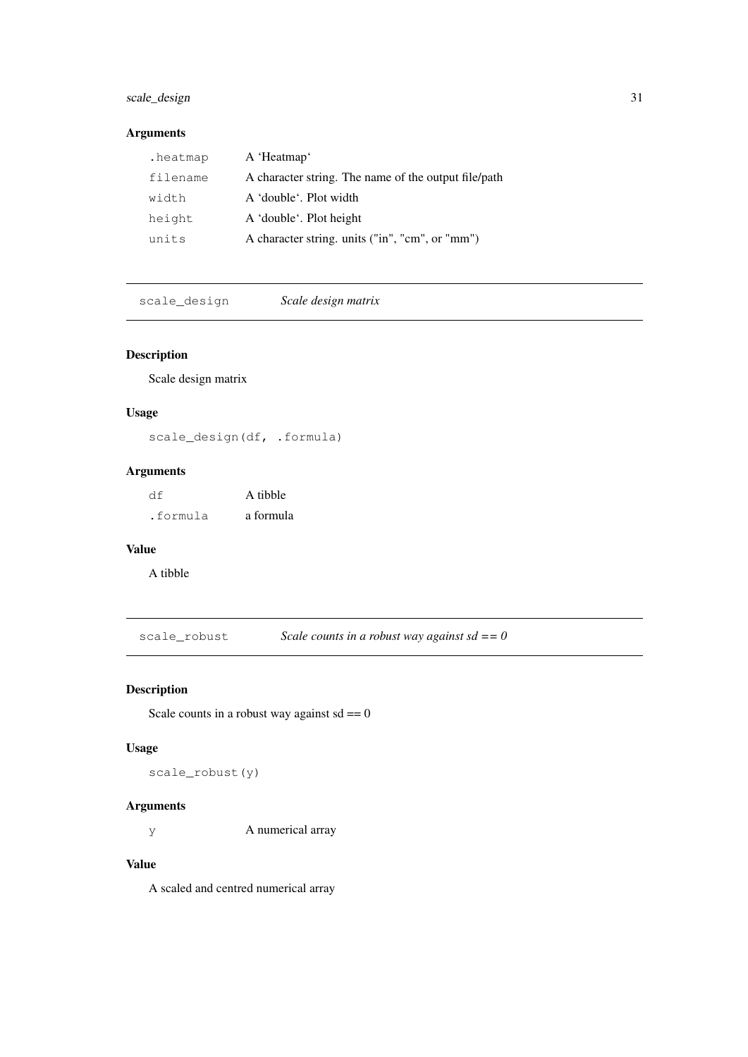### Arguments

| | |
|---|---|
| .heatmap | A 'Heatmap' |
| filename | A character string. The name of the output file/path |
| width | A 'double'. Plot width |
| height | A 'double'. Plot height |
| units | A character string. units ("in", "cm", or "mm") |

---

## scale_design *Scale design matrix*

### Description

Scale design matrix

### Usage

```
scale_design(df, .formula)
```

### Arguments

| | |
|---|---|
| df | A tibble |
| .formula | a formula |

### Value

A tibble

---

## scale_robust *Scale counts in a robust way against sd == 0*

### Description

Scale counts in a robust way against sd == 0

### Usage

```
scale_robust(y)
```

### Arguments

| | |
|---|---|
| y | A numerical array |

### Value

A scaled and centred numerical array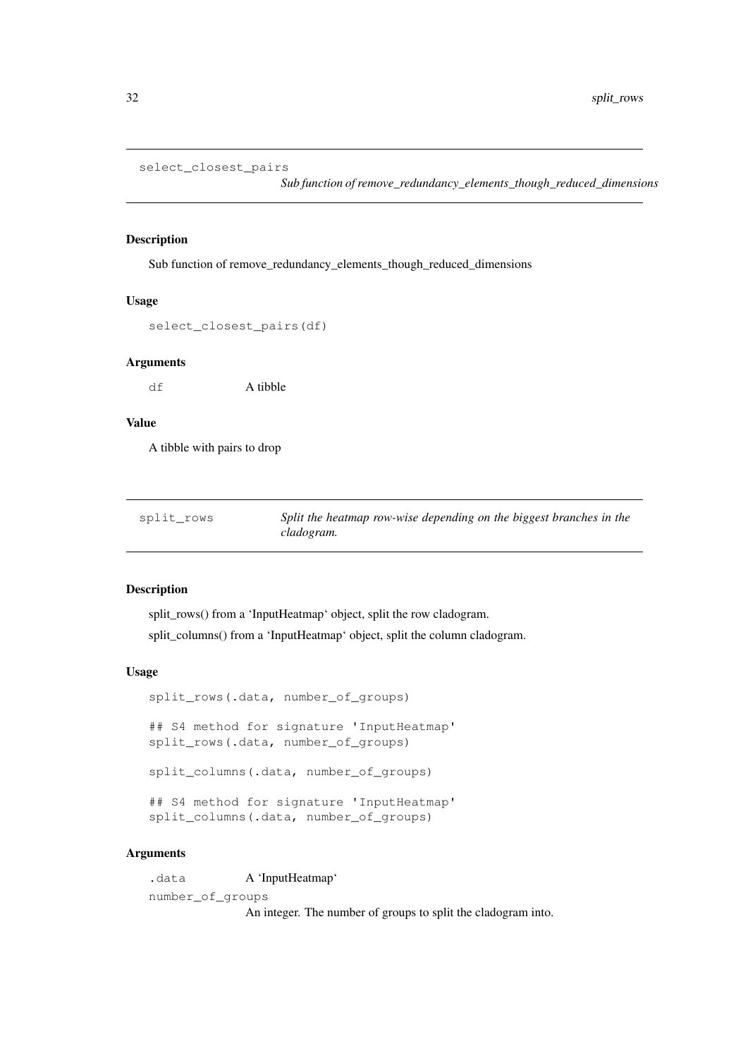## select_closest_pairs

*Sub function of remove_redundancy_elements_though_reduced_dimensions*

### Description

Sub function of remove_redundancy_elements_though_reduced_dimensions

### Usage

```
select_closest_pairs(df)
```

### Arguments

`df` A tibble

### Value

A tibble with pairs to drop

## split_rows

*Split the heatmap row-wise depending on the biggest branches in the cladogram.*

### Description

split_rows() from a 'InputHeatmap' object, split the row cladogram.

split_columns() from a 'InputHeatmap' object, split the column cladogram.

### Usage

```
split_rows(.data, number_of_groups)

## S4 method for signature 'InputHeatmap'
split_rows(.data, number_of_groups)

split_columns(.data, number_of_groups)

## S4 method for signature 'InputHeatmap'
split_columns(.data, number_of_groups)
```

### Arguments

`.data` A 'InputHeatmap'

`number_of_groups` An integer. The number of groups to split the cladogram into.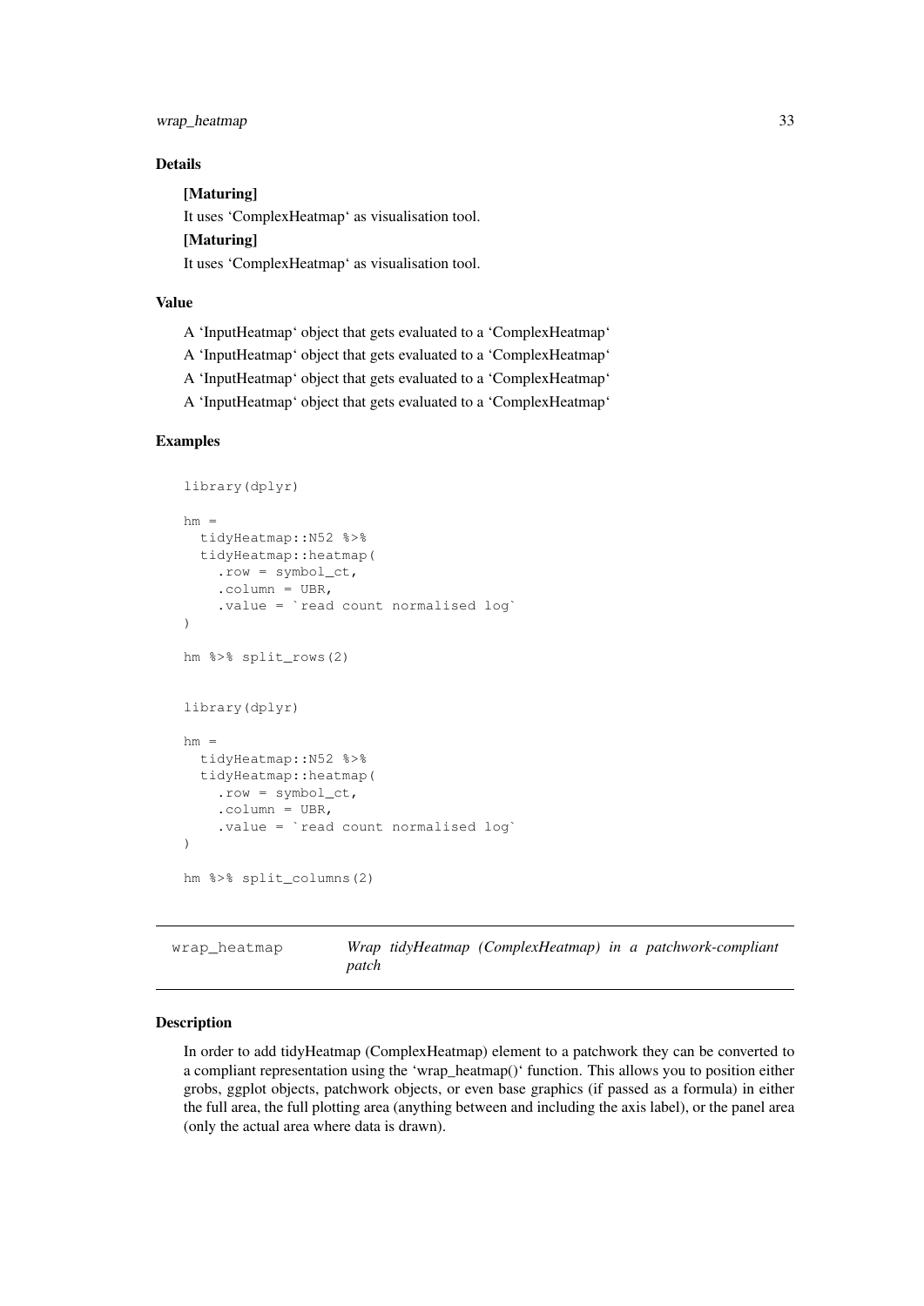### Details

**[Maturing]**

It uses 'ComplexHeatmap' as visualisation tool.

**[Maturing]**

It uses 'ComplexHeatmap' as visualisation tool.

### Value

A 'InputHeatmap' object that gets evaluated to a 'ComplexHeatmap'

A 'InputHeatmap' object that gets evaluated to a 'ComplexHeatmap'

A 'InputHeatmap' object that gets evaluated to a 'ComplexHeatmap'

A 'InputHeatmap' object that gets evaluated to a 'ComplexHeatmap'

### Examples

```
library(dplyr)

hm =
  tidyHeatmap::N52 %>%
  tidyHeatmap::heatmap(
    .row = symbol_ct,
    .column = UBR,
    .value = `read count normalised log`
)

hm %>% split_rows(2)


library(dplyr)

hm =
  tidyHeatmap::N52 %>%
  tidyHeatmap::heatmap(
    .row = symbol_ct,
    .column = UBR,
    .value = `read count normalised log`
)

hm %>% split_columns(2)
```

---

## wrap_heatmap — *Wrap tidyHeatmap (ComplexHeatmap) in a patchwork-compliant patch*

### Description

In order to add tidyHeatmap (ComplexHeatmap) element to a patchwork they can be converted to a compliant representation using the 'wrap_heatmap()' function. This allows you to position either grobs, ggplot objects, patchwork objects, or even base graphics (if passed as a formula) in either the full area, the full plotting area (anything between and including the axis label), or the panel area (only the actual area where data is drawn).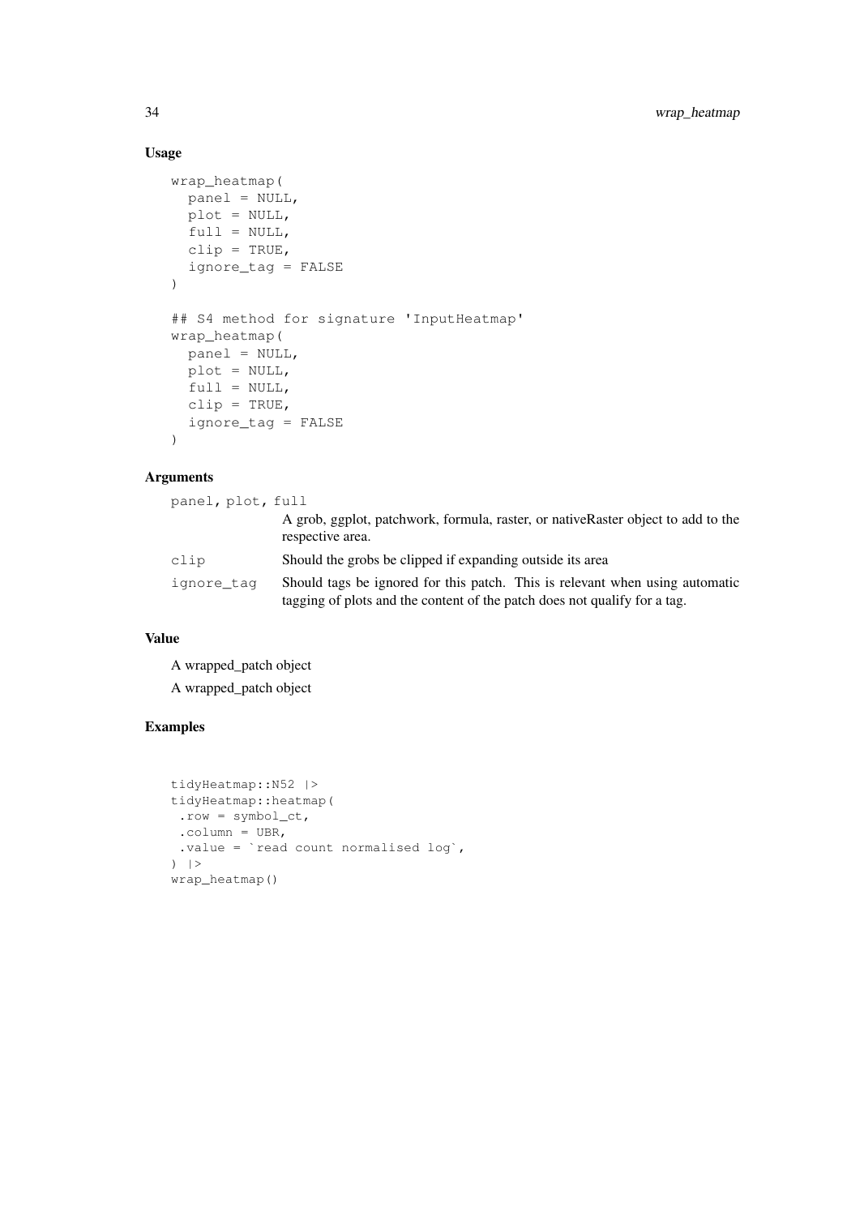### Usage

```
wrap_heatmap(
  panel = NULL,
  plot = NULL,
  full = NULL,
  clip = TRUE,
  ignore_tag = FALSE
)

## S4 method for signature 'InputHeatmap'
wrap_heatmap(
  panel = NULL,
  plot = NULL,
  full = NULL,
  clip = TRUE,
  ignore_tag = FALSE
)
```

### Arguments

| | |
|---|---|
| `panel, plot, full` | A grob, ggplot, patchwork, formula, raster, or nativeRaster object to add to the respective area. |
| `clip` | Should the grobs be clipped if expanding outside its area |
| `ignore_tag` | Should tags be ignored for this patch. This is relevant when using automatic tagging of plots and the content of the patch does not qualify for a tag. |

### Value

A wrapped_patch object

A wrapped_patch object

### Examples

```
tidyHeatmap::N52 |>
tidyHeatmap::heatmap(
 .row = symbol_ct,
 .column = UBR,
 .value = `read count normalised log`,
) |>
wrap_heatmap()
```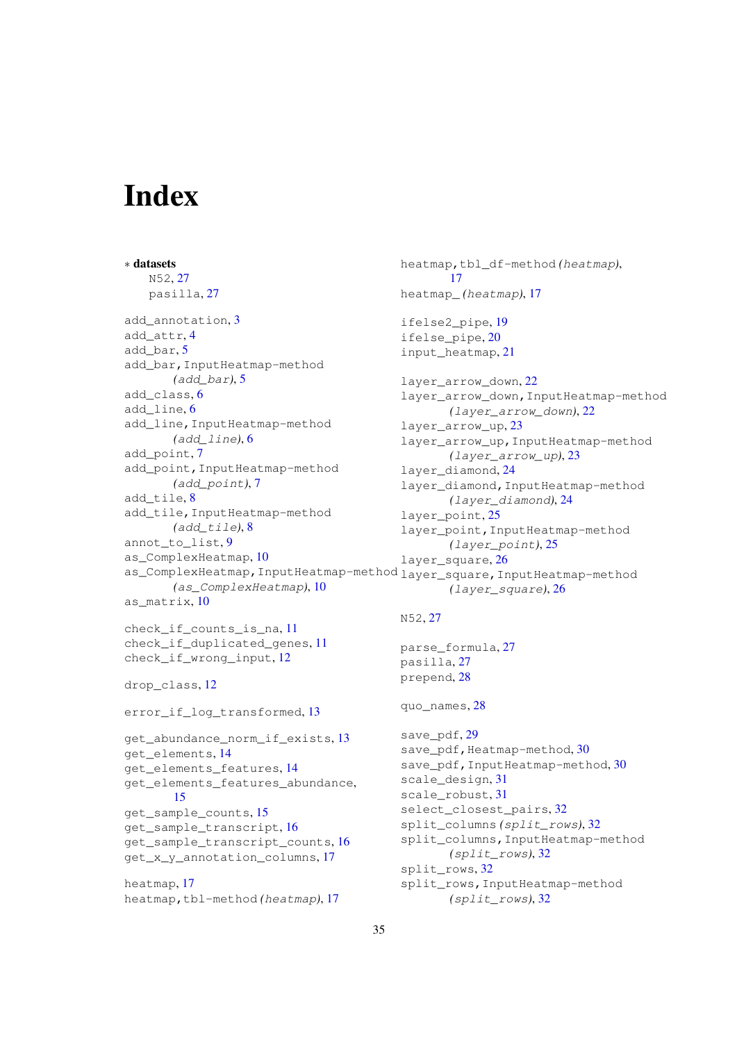# Index

∗ **datasets**
- N52, 27
- pasilla, 27

add_annotation, 3
add_attr, 4
add_bar, 5
add_bar,InputHeatmap-method *(add_bar)*, 5
add_class, 6
add_line, 6
add_line,InputHeatmap-method *(add_line)*, 6
add_point, 7
add_point,InputHeatmap-method *(add_point)*, 7
add_tile, 8
add_tile,InputHeatmap-method *(add_tile)*, 8
annot_to_list, 9
as_ComplexHeatmap, 10
as_ComplexHeatmap,InputHeatmap-method *(as_ComplexHeatmap)*, 10
as_matrix, 10

check_if_counts_is_na, 11
check_if_duplicated_genes, 11
check_if_wrong_input, 12

drop_class, 12

error_if_log_transformed, 13

get_abundance_norm_if_exists, 13
get_elements, 14
get_elements_features, 14
get_elements_features_abundance, 15
get_sample_counts, 15
get_sample_transcript, 16
get_sample_transcript_counts, 16
get_x_y_annotation_columns, 17

heatmap, 17
heatmap,tbl-method *(heatmap)*, 17
heatmap,tbl_df-method *(heatmap)*, 17
heatmap_ *(heatmap)*, 17

ifelse2_pipe, 19
ifelse_pipe, 20
input_heatmap, 21

layer_arrow_down, 22
layer_arrow_down,InputHeatmap-method *(layer_arrow_down)*, 22
layer_arrow_up, 23
layer_arrow_up,InputHeatmap-method *(layer_arrow_up)*, 23
layer_diamond, 24
layer_diamond,InputHeatmap-method *(layer_diamond)*, 24
layer_point, 25
layer_point,InputHeatmap-method *(layer_point)*, 25
layer_square, 26
layer_square,InputHeatmap-method *(layer_square)*, 26

N52, 27

parse_formula, 27
pasilla, 27
prepend, 28

quo_names, 28

save_pdf, 29
save_pdf,Heatmap-method, 30
save_pdf,InputHeatmap-method, 30
scale_design, 31
scale_robust, 31
select_closest_pairs, 32
split_columns *(split_rows)*, 32
split_columns,InputHeatmap-method *(split_rows)*, 32
split_rows, 32
split_rows,InputHeatmap-method *(split_rows)*, 32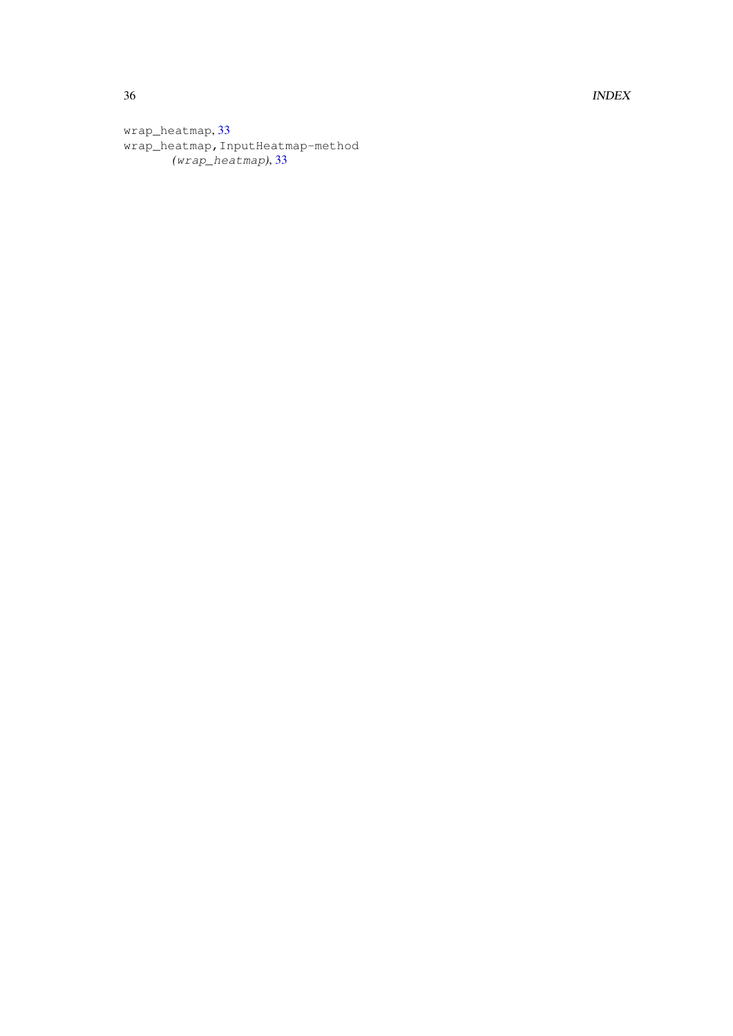wrap_heatmap, 33
wrap_heatmap,InputHeatmap-method
    *(wrap_heatmap)*, 33